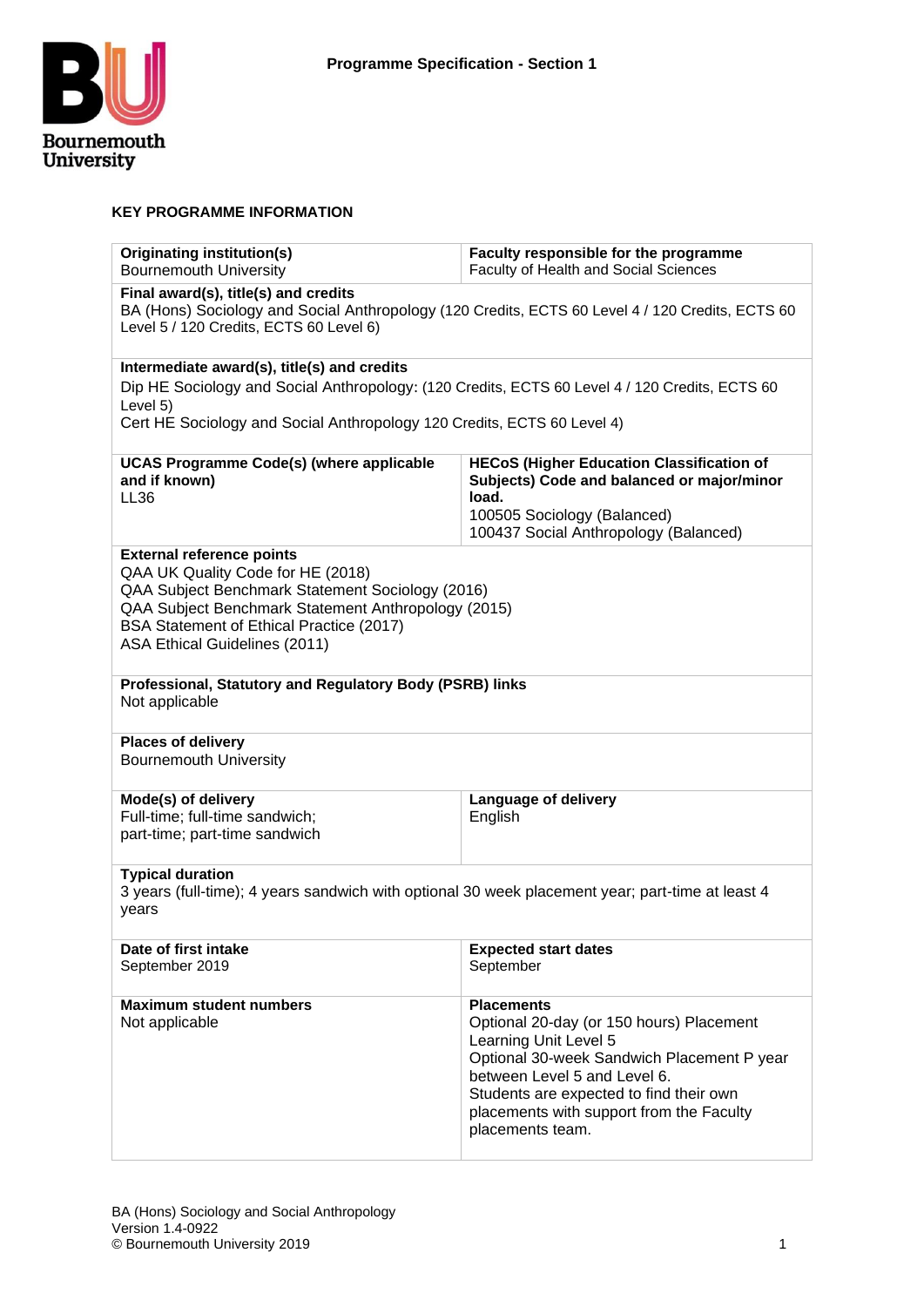# Programme Specification - Section 1

## KEY PROGRAMME INFORMATION

| | |
|---|---|
| **Originating institution(s)**<br>Bournemouth University | **Faculty responsible for the programme**<br>Faculty of Health and Social Sciences |
| **Final award(s), title(s) and credits**<br>BA (Hons) Sociology and Social Anthropology (120 Credits, ECTS 60 Level 4 / 120 Credits, ECTS 60 Level 5 / 120 Credits, ECTS 60 Level 6) | |
| **Intermediate award(s), title(s) and credits**<br>Dip HE Sociology and Social Anthropology: (120 Credits, ECTS 60 Level 4 / 120 Credits, ECTS 60 Level 5)<br>Cert HE Sociology and Social Anthropology 120 Credits, ECTS 60 Level 4) | |
| **UCAS Programme Code(s) (where applicable and if known)**<br>LL36 | **HECoS (Higher Education Classification of Subjects) Code and balanced or major/minor load.**<br>100505 Sociology (Balanced)<br>100437 Social Anthropology (Balanced) |
| **External reference points**<br>QAA UK Quality Code for HE (2018)<br>QAA Subject Benchmark Statement Sociology (2016)<br>QAA Subject Benchmark Statement Anthropology (2015)<br>BSA Statement of Ethical Practice (2017)<br>ASA Ethical Guidelines (2011) | |
| **Professional, Statutory and Regulatory Body (PSRB) links**<br>Not applicable | |
| **Places of delivery**<br>Bournemouth University | |
| **Mode(s) of delivery**<br>Full-time; full-time sandwich;<br>part-time; part-time sandwich | **Language of delivery**<br>English |
| **Typical duration**<br>3 years (full-time); 4 years sandwich with optional 30 week placement year; part-time at least 4 years | |
| **Date of first intake**<br>September 2019 | **Expected start dates**<br>September |
| **Maximum student numbers**<br>Not applicable | **Placements**<br>Optional 20-day (or 150 hours) Placement Learning Unit Level 5<br>Optional 30-week Sandwich Placement P year between Level 5 and Level 6.<br>Students are expected to find their own placements with support from the Faculty placements team. |

BA (Hons) Sociology and Social Anthropology
Version 1.4-0922
© Bournemouth University 2019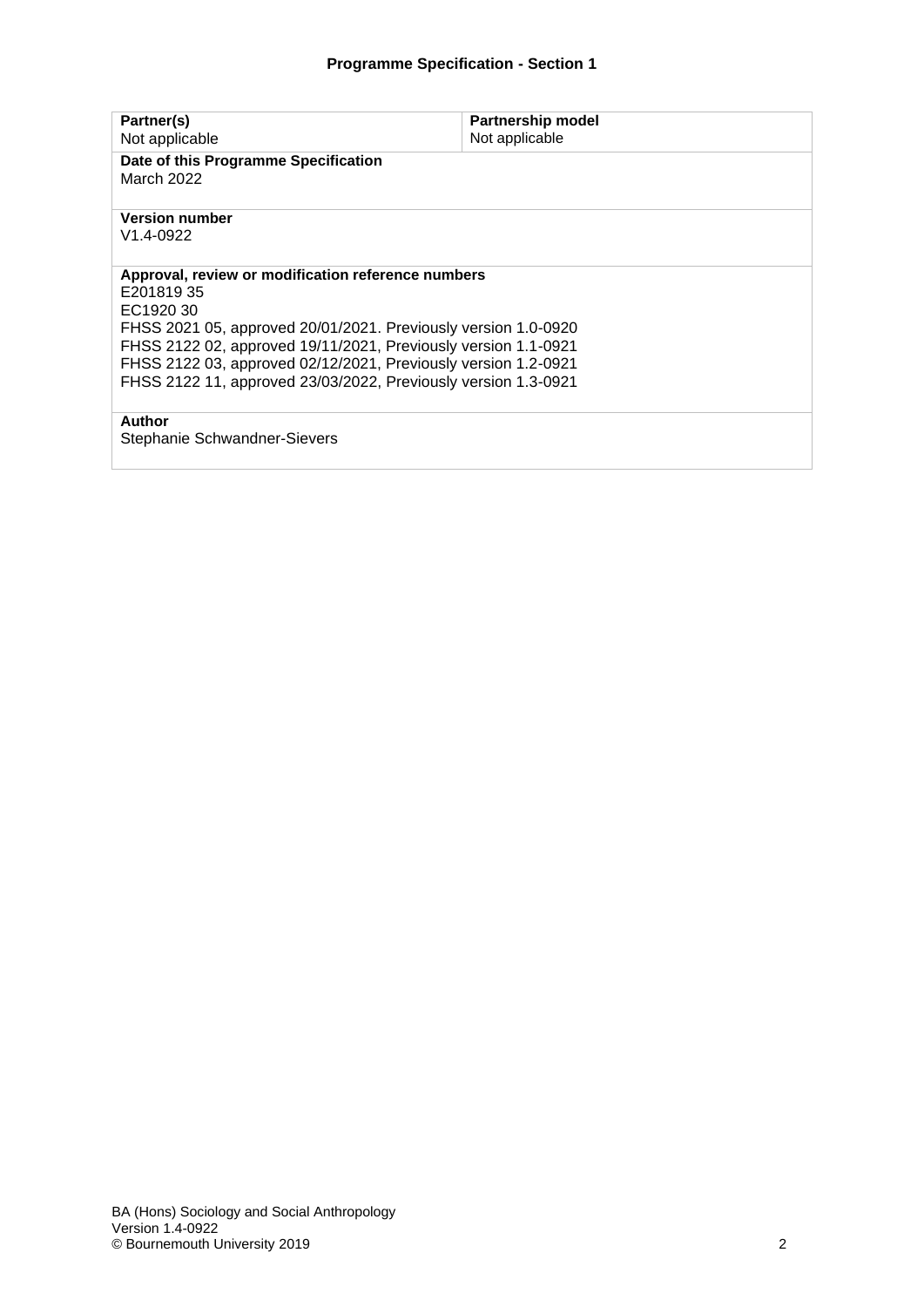### Programme Specification - Section 1

| **Partner(s)** | **Partnership model** |
| --- | --- |
| Not applicable | Not applicable |

**Date of this Programme Specification**
March 2022

**Version number**
V1.4-0922

**Approval, review or modification reference numbers**
E201819 35
EC1920 30
FHSS 2021 05, approved 20/01/2021. Previously version 1.0-0920
FHSS 2122 02, approved 19/11/2021, Previously version 1.1-0921
FHSS 2122 03, approved 02/12/2021, Previously version 1.2-0921
FHSS 2122 11, approved 23/03/2022, Previously version 1.3-0921

**Author**
Stephanie Schwandner-Sievers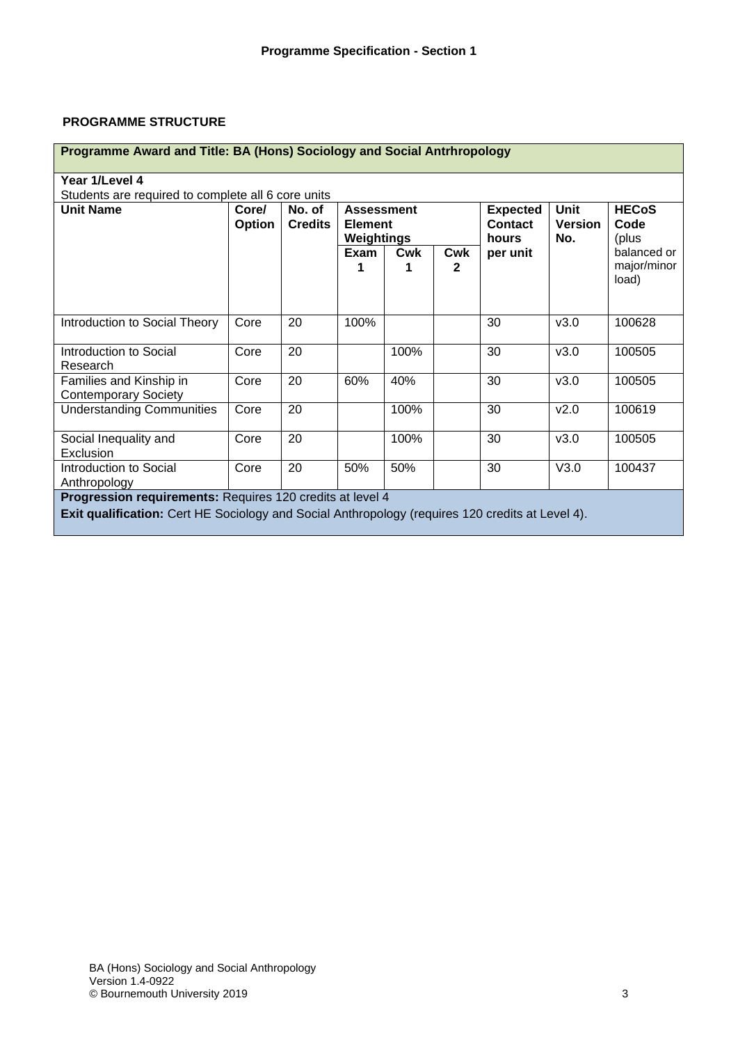**PROGRAMME STRUCTURE**

| Programme Award and Title: BA (Hons) Sociology and Social Antrhropology | | | | | | | | |
|---|---|---|---|---|---|---|---|---|
| **Year 1/Level 4**<br>Students are required to complete all 6 core units | | | | | | | | |
| **Unit Name** | **Core/ Option** | **No. of Credits** | **Assessment Element Weightings** | | | **Expected Contact hours per unit** | **Unit Version No.** | **HECoS Code** (plus balanced or major/minor load) |
| | | | **Exam 1** | **Cwk 1** | **Cwk 2** | | | |
| Introduction to Social Theory | Core | 20 | 100% | | | 30 | v3.0 | 100628 |
| Introduction to Social Research | Core | 20 | | 100% | | 30 | v3.0 | 100505 |
| Families and Kinship in Contemporary Society | Core | 20 | 60% | 40% | | 30 | v3.0 | 100505 |
| Understanding Communities | Core | 20 | | 100% | | 30 | v2.0 | 100619 |
| Social Inequality and Exclusion | Core | 20 | | 100% | | 30 | v3.0 | 100505 |
| Introduction to Social Anthropology | Core | 20 | 50% | 50% | | 30 | V3.0 | 100437 |
| **Progression requirements:** Requires 120 credits at level 4<br>**Exit qualification:** Cert HE Sociology and Social Anthropology (requires 120 credits at Level 4). | | | | | | | | |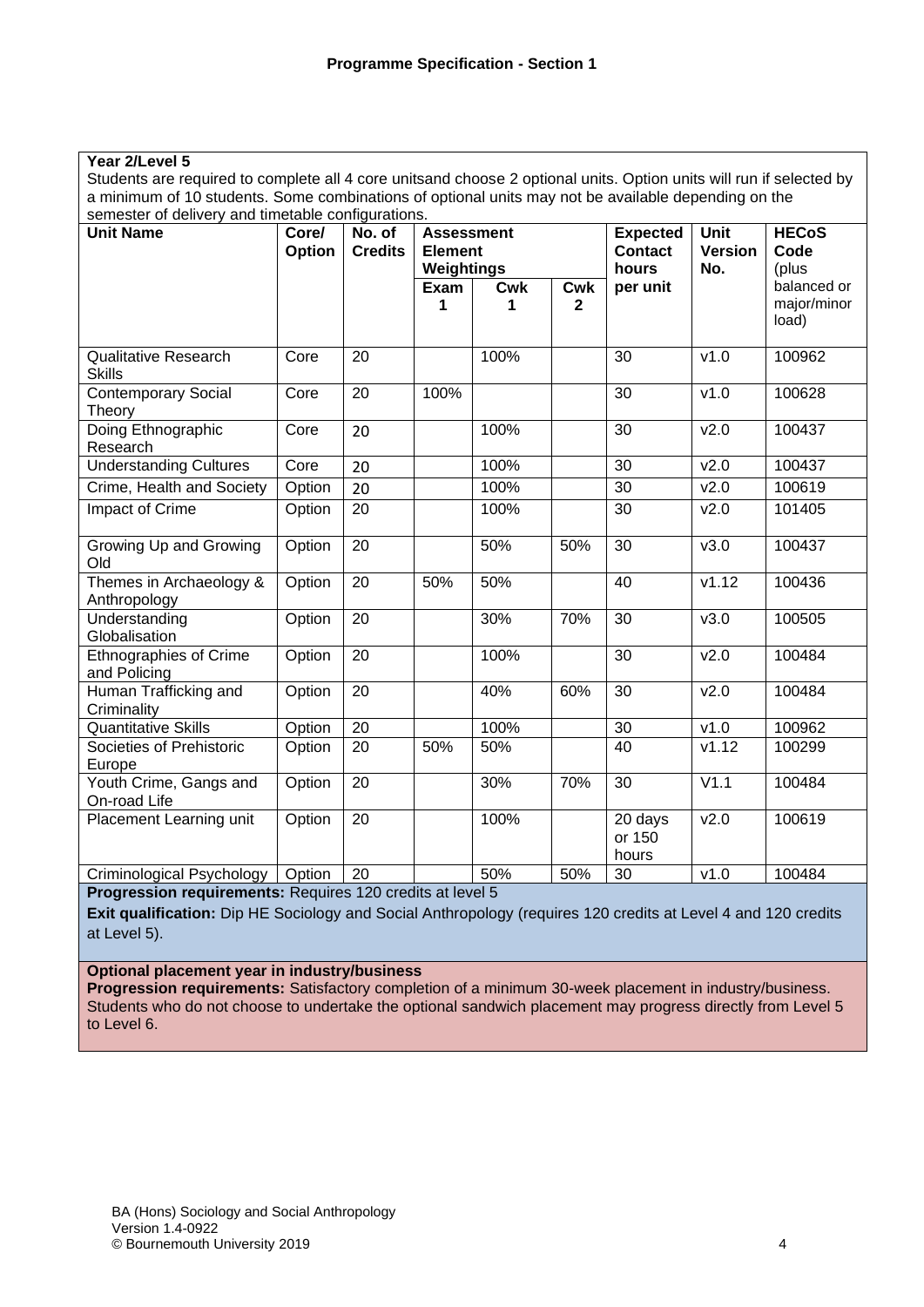## Programme Specification - Section 1

**Year 2/Level 5**

Students are required to complete all 4 core unitsand choose 2 optional units. Option units will run if selected by a minimum of 10 students. Some combinations of optional units may not be available depending on the semester of delivery and timetable configurations.

| Unit Name | Core/ Option | No. of Credits | Assessment Element Weightings | | | Expected Contact hours per unit | Unit Version No. | HECoS Code (plus balanced or major/minor load) |
|---|---|---|---|---|---|---|---|---|
| | | | Exam 1 | Cwk 1 | Cwk 2 | | | |
| Qualitative Research Skills | Core | 20 | | 100% | | 30 | v1.0 | 100962 |
| Contemporary Social Theory | Core | 20 | 100% | | | 30 | v1.0 | 100628 |
| Doing Ethnographic Research | Core | 20 | | 100% | | 30 | v2.0 | 100437 |
| Understanding Cultures | Core | 20 | | 100% | | 30 | v2.0 | 100437 |
| Crime, Health and Society | Option | 20 | | 100% | | 30 | v2.0 | 100619 |
| Impact of Crime | Option | 20 | | 100% | | 30 | v2.0 | 101405 |
| Growing Up and Growing Old | Option | 20 | | 50% | 50% | 30 | v3.0 | 100437 |
| Themes in Archaeology & Anthropology | Option | 20 | 50% | 50% | | 40 | v1.12 | 100436 |
| Understanding Globalisation | Option | 20 | | 30% | 70% | 30 | v3.0 | 100505 |
| Ethnographies of Crime and Policing | Option | 20 | | 100% | | 30 | v2.0 | 100484 |
| Human Trafficking and Criminality | Option | 20 | | 40% | 60% | 30 | v2.0 | 100484 |
| Quantitative Skills | Option | 20 | | 100% | | 30 | v1.0 | 100962 |
| Societies of Prehistoric Europe | Option | 20 | 50% | 50% | | 40 | v1.12 | 100299 |
| Youth Crime, Gangs and On-road Life | Option | 20 | | 30% | 70% | 30 | V1.1 | 100484 |
| Placement Learning unit | Option | 20 | | 100% | | 20 days or 150 hours | v2.0 | 100619 |
| Criminological Psychology | Option | 20 | | 50% | 50% | 30 | v1.0 | 100484 |

**Progression requirements:** Requires 120 credits at level 5

**Exit qualification:** Dip HE Sociology and Social Anthropology (requires 120 credits at Level 4 and 120 credits at Level 5).

**Optional placement year in industry/business**

**Progression requirements:** Satisfactory completion of a minimum 30-week placement in industry/business. Students who do not choose to undertake the optional sandwich placement may progress directly from Level 5 to Level 6.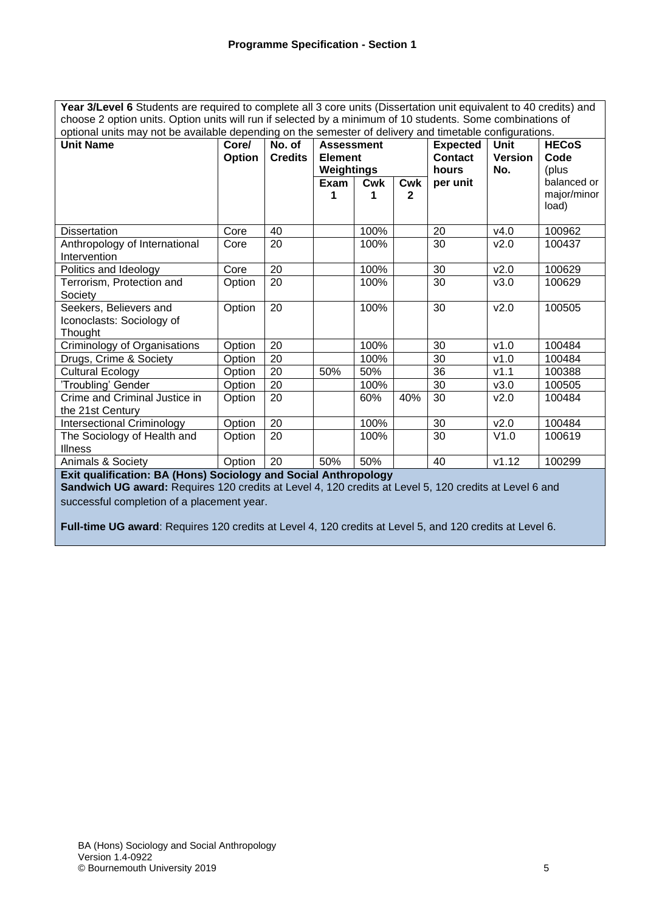**Programme Specification - Section 1**

**Year 3/Level 6** Students are required to complete all 3 core units (Dissertation unit equivalent to 40 credits) and choose 2 option units. Option units will run if selected by a minimum of 10 students. Some combinations of optional units may not be available depending on the semester of delivery and timetable configurations.

| **Unit Name** | **Core/ Option** | **No. of Credits** | **Assessment Element Weightings** | | | **Expected Contact hours per unit** | **Unit Version No.** | **HECoS Code** (plus balanced or major/minor load) |
|---|---|---|---|---|---|---|---|---|
| | | | **Exam 1** | **Cwk 1** | **Cwk 2** | | | |
| Dissertation | Core | 40 | | 100% | | 20 | v4.0 | 100962 |
| Anthropology of International Intervention | Core | 20 | | 100% | | 30 | v2.0 | 100437 |
| Politics and Ideology | Core | 20 | | 100% | | 30 | v2.0 | 100629 |
| Terrorism, Protection and Society | Option | 20 | | 100% | | 30 | v3.0 | 100629 |
| Seekers, Believers and Iconoclasts: Sociology of Thought | Option | 20 | | 100% | | 30 | v2.0 | 100505 |
| Criminology of Organisations | Option | 20 | | 100% | | 30 | v1.0 | 100484 |
| Drugs, Crime & Society | Option | 20 | | 100% | | 30 | v1.0 | 100484 |
| Cultural Ecology | Option | 20 | 50% | 50% | | 36 | v1.1 | 100388 |
| 'Troubling' Gender | Option | 20 | | 100% | | 30 | v3.0 | 100505 |
| Crime and Criminal Justice in the 21st Century | Option | 20 | | 60% | 40% | 30 | v2.0 | 100484 |
| Intersectional Criminology | Option | 20 | | 100% | | 30 | v2.0 | 100484 |
| The Sociology of Health and Illness | Option | 20 | | 100% | | 30 | V1.0 | 100619 |
| Animals & Society | Option | 20 | 50% | 50% | | 40 | v1.12 | 100299 |

**Exit qualification: BA (Hons) Sociology and Social Anthropology**

**Sandwich UG award:** Requires 120 credits at Level 4, 120 credits at Level 5, 120 credits at Level 6 and successful completion of a placement year.

**Full-time UG award**: Requires 120 credits at Level 4, 120 credits at Level 5, and 120 credits at Level 6.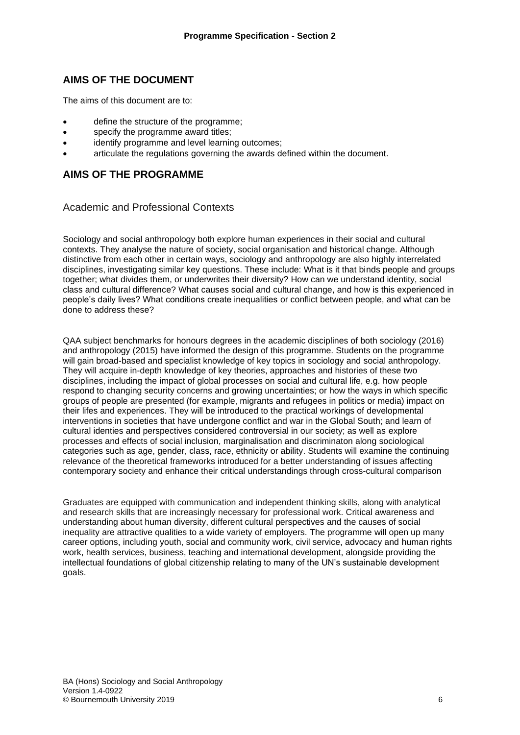## AIMS OF THE DOCUMENT

The aims of this document are to:

- define the structure of the programme;
- specify the programme award titles;
- identify programme and level learning outcomes;
- articulate the regulations governing the awards defined within the document.

## AIMS OF THE PROGRAMME

### Academic and Professional Contexts

Sociology and social anthropology both explore human experiences in their social and cultural contexts. They analyse the nature of society, social organisation and historical change. Although distinctive from each other in certain ways, sociology and anthropology are also highly interrelated disciplines, investigating similar key questions. These include: What is it that binds people and groups together; what divides them, or underwrites their diversity? How can we understand identity, social class and cultural difference? What causes social and cultural change, and how is this experienced in people's daily lives? What conditions create inequalities or conflict between people, and what can be done to address these?

QAA subject benchmarks for honours degrees in the academic disciplines of both sociology (2016) and anthropology (2015) have informed the design of this programme. Students on the programme will gain broad-based and specialist knowledge of key topics in sociology and social anthropology. They will acquire in-depth knowledge of key theories, approaches and histories of these two disciplines, including the impact of global processes on social and cultural life, e.g. how people respond to changing security concerns and growing uncertainties; or how the ways in which specific groups of people are presented (for example, migrants and refugees in politics or media) impact on their lifes and experiences. They will be introduced to the practical workings of developmental interventions in societies that have undergone conflict and war in the Global South; and learn of cultural identies and perspectives considered controversial in our society; as well as explore processes and effects of social inclusion, marginalisation and discriminaton along sociological categories such as age, gender, class, race, ethnicity or ability. Students will examine the continuing relevance of the theoretical frameworks introduced for a better understanding of issues affecting contemporary society and enhance their critical understandings through cross-cultural comparison

Graduates are equipped with communication and independent thinking skills, along with analytical and research skills that are increasingly necessary for professional work. Critical awareness and understanding about human diversity, different cultural perspectives and the causes of social inequality are attractive qualities to a wide variety of employers. The programme will open up many career options, including youth, social and community work, civil service, advocacy and human rights work, health services, business, teaching and international development, alongside providing the intellectual foundations of global citizenship relating to many of the UN's sustainable development goals.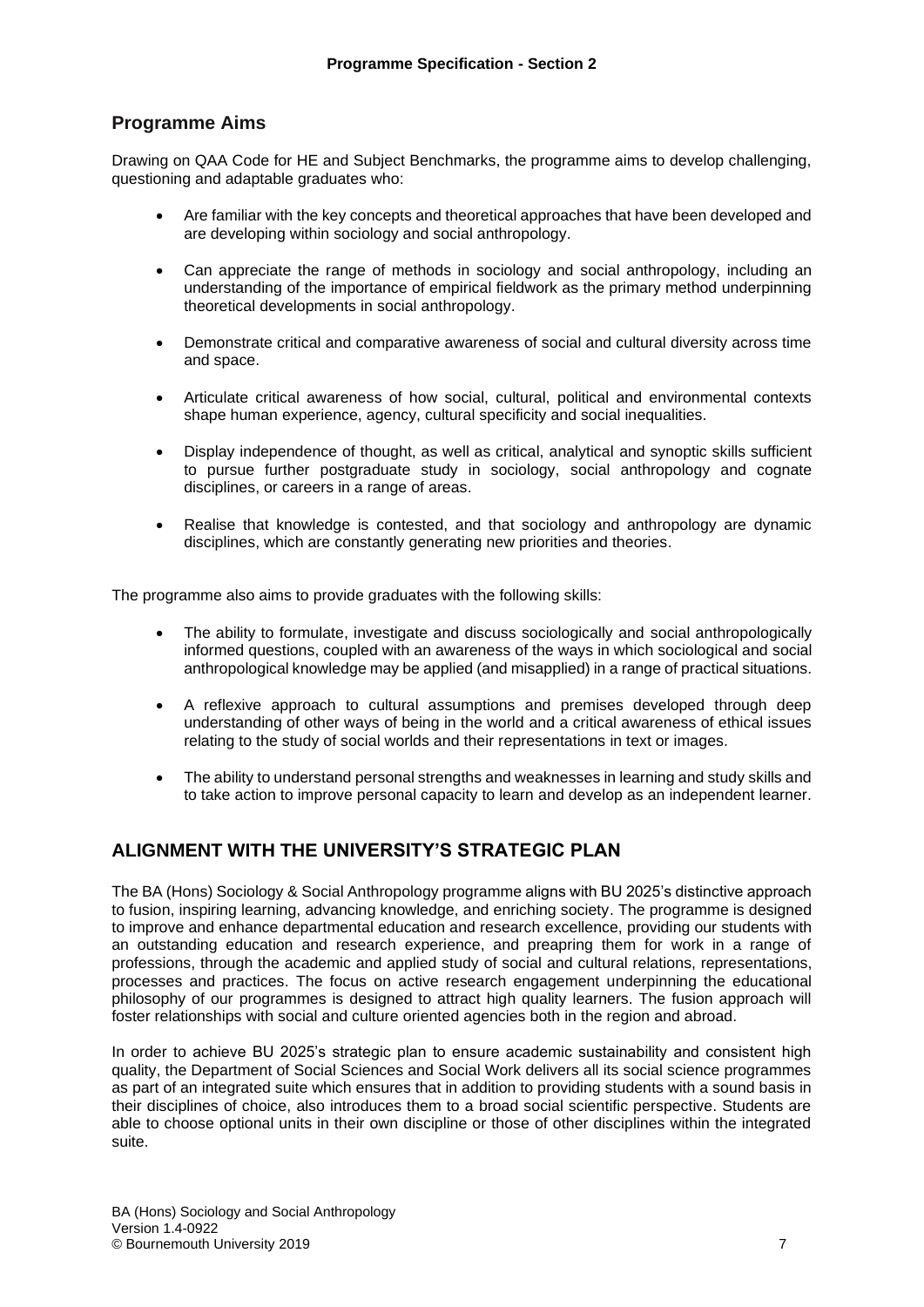## Programme Aims

Drawing on QAA Code for HE and Subject Benchmarks, the programme aims to develop challenging, questioning and adaptable graduates who:

- Are familiar with the key concepts and theoretical approaches that have been developed and are developing within sociology and social anthropology.
- Can appreciate the range of methods in sociology and social anthropology, including an understanding of the importance of empirical fieldwork as the primary method underpinning theoretical developments in social anthropology.
- Demonstrate critical and comparative awareness of social and cultural diversity across time and space.
- Articulate critical awareness of how social, cultural, political and environmental contexts shape human experience, agency, cultural specificity and social inequalities.
- Display independence of thought, as well as critical, analytical and synoptic skills sufficient to pursue further postgraduate study in sociology, social anthropology and cognate disciplines, or careers in a range of areas.
- Realise that knowledge is contested, and that sociology and anthropology are dynamic disciplines, which are constantly generating new priorities and theories.

The programme also aims to provide graduates with the following skills:

- The ability to formulate, investigate and discuss sociologically and social anthropologically informed questions, coupled with an awareness of the ways in which sociological and social anthropological knowledge may be applied (and misapplied) in a range of practical situations.
- A reflexive approach to cultural assumptions and premises developed through deep understanding of other ways of being in the world and a critical awareness of ethical issues relating to the study of social worlds and their representations in text or images.
- The ability to understand personal strengths and weaknesses in learning and study skills and to take action to improve personal capacity to learn and develop as an independent learner.

## ALIGNMENT WITH THE UNIVERSITY'S STRATEGIC PLAN

The BA (Hons) Sociology & Social Anthropology programme aligns with BU 2025's distinctive approach to fusion, inspiring learning, advancing knowledge, and enriching society. The programme is designed to improve and enhance departmental education and research excellence, providing our students with an outstanding education and research experience, and preapring them for work in a range of professions, through the academic and applied study of social and cultural relations, representations, processes and practices. The focus on active research engagement underpinning the educational philosophy of our programmes is designed to attract high quality learners. The fusion approach will foster relationships with social and culture oriented agencies both in the region and abroad.

In order to achieve BU 2025's strategic plan to ensure academic sustainability and consistent high quality, the Department of Social Sciences and Social Work delivers all its social science programmes as part of an integrated suite which ensures that in addition to providing students with a sound basis in their disciplines of choice, also introduces them to a broad social scientific perspective. Students are able to choose optional units in their own discipline or those of other disciplines within the integrated suite.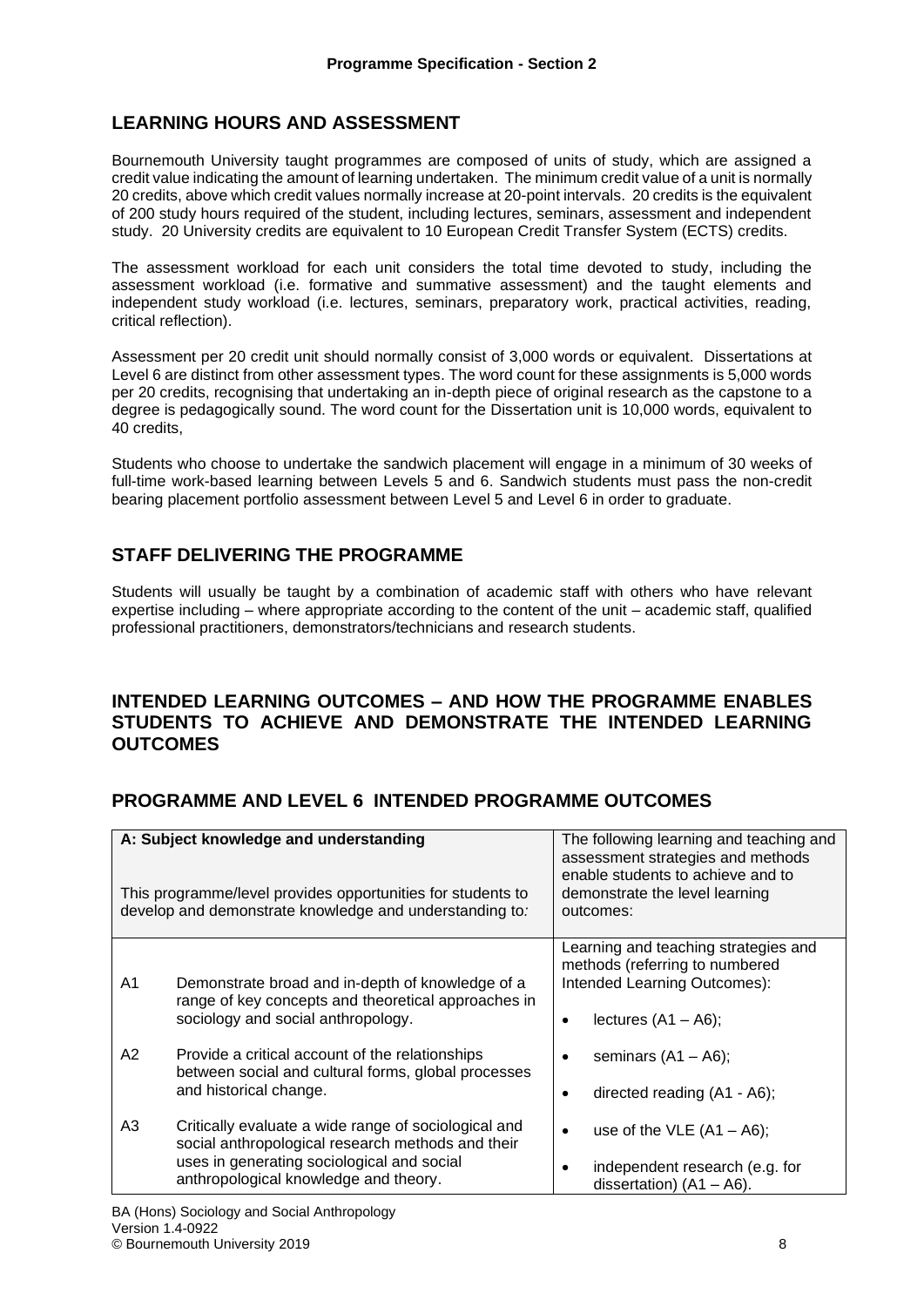## LEARNING HOURS AND ASSESSMENT

Bournemouth University taught programmes are composed of units of study, which are assigned a credit value indicating the amount of learning undertaken. The minimum credit value of a unit is normally 20 credits, above which credit values normally increase at 20-point intervals. 20 credits is the equivalent of 200 study hours required of the student, including lectures, seminars, assessment and independent study. 20 University credits are equivalent to 10 European Credit Transfer System (ECTS) credits.

The assessment workload for each unit considers the total time devoted to study, including the assessment workload (i.e. formative and summative assessment) and the taught elements and independent study workload (i.e. lectures, seminars, preparatory work, practical activities, reading, critical reflection).

Assessment per 20 credit unit should normally consist of 3,000 words or equivalent. Dissertations at Level 6 are distinct from other assessment types. The word count for these assignments is 5,000 words per 20 credits, recognising that undertaking an in-depth piece of original research as the capstone to a degree is pedagogically sound. The word count for the Dissertation unit is 10,000 words, equivalent to 40 credits,

Students who choose to undertake the sandwich placement will engage in a minimum of 30 weeks of full-time work-based learning between Levels 5 and 6. Sandwich students must pass the non-credit bearing placement portfolio assessment between Level 5 and Level 6 in order to graduate.

## STAFF DELIVERING THE PROGRAMME

Students will usually be taught by a combination of academic staff with others who have relevant expertise including – where appropriate according to the content of the unit – academic staff, qualified professional practitioners, demonstrators/technicians and research students.

## INTENDED LEARNING OUTCOMES – AND HOW THE PROGRAMME ENABLES STUDENTS TO ACHIEVE AND DEMONSTRATE THE INTENDED LEARNING OUTCOMES

## PROGRAMME AND LEVEL 6 INTENDED PROGRAMME OUTCOMES

| **A: Subject knowledge and understanding**<br><br>This programme/level provides opportunities for students to develop and demonstrate knowledge and understanding to: | The following learning and teaching and assessment strategies and methods enable students to achieve and to demonstrate the level learning outcomes: |
|---|---|
| A1 Demonstrate broad and in-depth of knowledge of a range of key concepts and theoretical approaches in sociology and social anthropology.<br><br>A2 Provide a critical account of the relationships between social and cultural forms, global processes and historical change.<br><br>A3 Critically evaluate a wide range of sociological and social anthropological research methods and their uses in generating sociological and social anthropological knowledge and theory. | Learning and teaching strategies and methods (referring to numbered Intended Learning Outcomes):<br><br>• lectures (A1 – A6);<br>• seminars (A1 – A6);<br>• directed reading (A1 - A6);<br>• use of the VLE (A1 – A6);<br>• independent research (e.g. for dissertation) (A1 – A6). |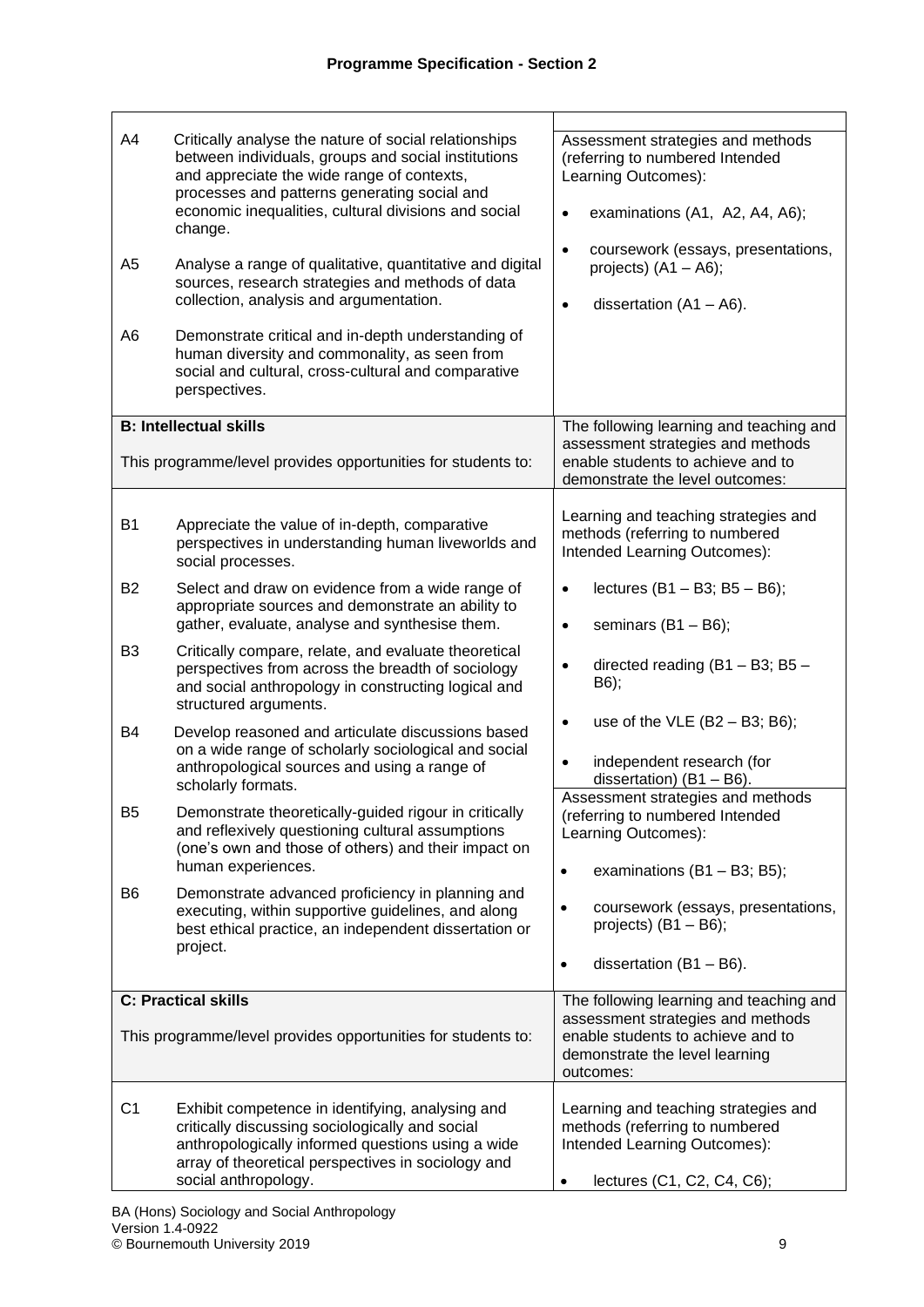## Programme Specification - Section 2

| | |
|---|---|
| A4 Critically analyse the nature of social relationships between individuals, groups and social institutions and appreciate the wide range of contexts, processes and patterns generating social and economic inequalities, cultural divisions and social change.<br><br>A5 Analyse a range of qualitative, quantitative and digital sources, research strategies and methods of data collection, analysis and argumentation.<br><br>A6 Demonstrate critical and in-depth understanding of human diversity and commonality, as seen from social and cultural, cross-cultural and comparative perspectives. | Assessment strategies and methods (referring to numbered Intended Learning Outcomes):<br><br>• examinations (A1, A2, A4, A6);<br>• coursework (essays, presentations, projects) (A1 – A6);<br>• dissertation (A1 – A6). |
| **B: Intellectual skills**<br><br>This programme/level provides opportunities for students to: | The following learning and teaching and assessment strategies and methods enable students to achieve and to demonstrate the level outcomes: |
| B1 Appreciate the value of in-depth, comparative perspectives in understanding human liveworlds and social processes.<br><br>B2 Select and draw on evidence from a wide range of appropriate sources and demonstrate an ability to gather, evaluate, analyse and synthesise them.<br><br>B3 Critically compare, relate, and evaluate theoretical perspectives from across the breadth of sociology and social anthropology in constructing logical and structured arguments.<br><br>B4 Develop reasoned and articulate discussions based on a wide range of scholarly sociological and social anthropological sources and using a range of scholarly formats.<br><br>B5 Demonstrate theoretically-guided rigour in critically and reflexively questioning cultural assumptions (one's own and those of others) and their impact on human experiences.<br><br>B6 Demonstrate advanced proficiency in planning and executing, within supportive guidelines, and along best ethical practice, an independent dissertation or project. | Learning and teaching strategies and methods (referring to numbered Intended Learning Outcomes):<br><br>• lectures (B1 – B3; B5 – B6);<br>• seminars (B1 – B6);<br>• directed reading (B1 – B3; B5 – B6);<br>• use of the VLE (B2 – B3; B6);<br>• independent research (for dissertation) (B1 – B6).<br><br>Assessment strategies and methods (referring to numbered Intended Learning Outcomes):<br><br>• examinations (B1 – B3; B5);<br>• coursework (essays, presentations, projects) (B1 – B6);<br>• dissertation (B1 – B6). |
| **C: Practical skills**<br><br>This programme/level provides opportunities for students to: | The following learning and teaching and assessment strategies and methods enable students to achieve and to demonstrate the level learning outcomes: |
| C1 Exhibit competence in identifying, analysing and critically discussing sociologically and social anthropologically informed questions using a wide array of theoretical perspectives in sociology and social anthropology. | Learning and teaching strategies and methods (referring to numbered Intended Learning Outcomes):<br><br>• lectures (C1, C2, C4, C6); |

BA (Hons) Sociology and Social Anthropology
Version 1.4-0922
© Bournemouth University 2019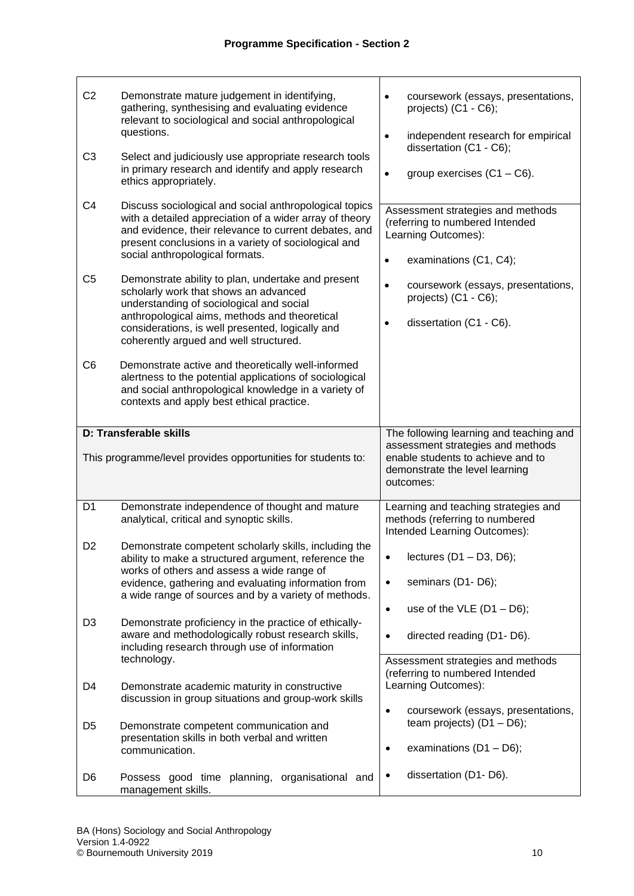## Programme Specification - Section 2

| | |
|---|---|
| C2 Demonstrate mature judgement in identifying, gathering, synthesising and evaluating evidence relevant to sociological and social anthropological questions.<br><br>C3 Select and judiciously use appropriate research tools in primary research and identify and apply research ethics appropriately.<br><br>C4 Discuss sociological and social anthropological topics with a detailed appreciation of a wider array of theory and evidence, their relevance to current debates, and present conclusions in a variety of sociological and social anthropological formats.<br><br>C5 Demonstrate ability to plan, undertake and present scholarly work that shows an advanced understanding of sociological and social anthropological aims, methods and theoretical considerations, is well presented, logically and coherently argued and well structured.<br><br>C6 Demonstrate active and theoretically well-informed alertness to the potential applications of sociological and social anthropological knowledge in a variety of contexts and apply best ethical practice. | • coursework (essays, presentations, projects) (C1 - C6);<br>• independent research for empirical dissertation (C1 - C6);<br>• group exercises (C1 – C6).<br><br>Assessment strategies and methods (referring to numbered Intended Learning Outcomes):<br>• examinations (C1, C4);<br>• coursework (essays, presentations, projects) (C1 - C6);<br>• dissertation (C1 - C6). |
| **D: Transferable skills**<br><br>This programme/level provides opportunities for students to: | The following learning and teaching and assessment strategies and methods enable students to achieve and to demonstrate the level learning outcomes: |
| D1 Demonstrate independence of thought and mature analytical, critical and synoptic skills.<br><br>D2 Demonstrate competent scholarly skills, including the ability to make a structured argument, reference the works of others and assess a wide range of evidence, gathering and evaluating information from a wide range of sources and by a variety of methods.<br><br>D3 Demonstrate proficiency in the practice of ethically-aware and methodologically robust research skills, including research through use of information technology.<br><br>D4 Demonstrate academic maturity in constructive discussion in group situations and group-work skills<br><br>D5 Demonstrate competent communication and presentation skills in both verbal and written communication.<br><br>D6 Possess good time planning, organisational and management skills. | Learning and teaching strategies and methods (referring to numbered Intended Learning Outcomes):<br>• lectures (D1 – D3, D6);<br>• seminars (D1- D6);<br>• use of the VLE (D1 – D6);<br>• directed reading (D1- D6).<br><br>Assessment strategies and methods (referring to numbered Intended Learning Outcomes):<br>• coursework (essays, presentations, team projects) (D1 – D6);<br>• examinations (D1 – D6);<br>• dissertation (D1- D6). |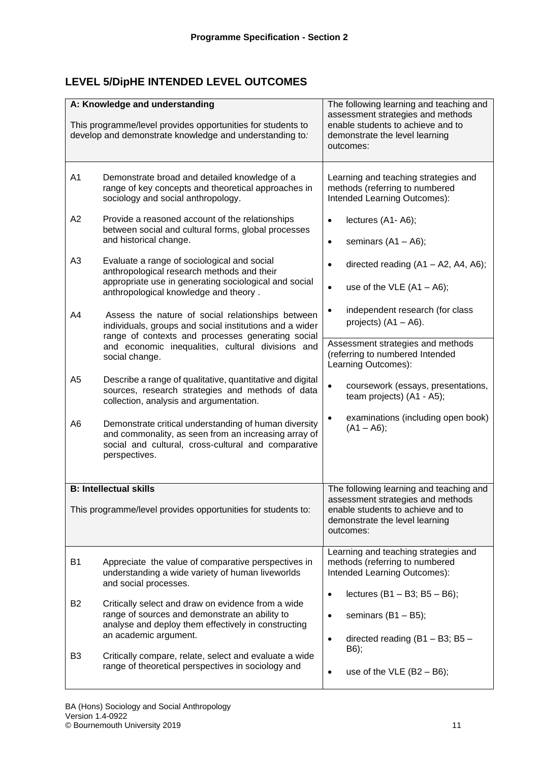## LEVEL 5/DipHE INTENDED LEVEL OUTCOMES

| A: Knowledge and understanding<br><br>This programme/level provides opportunities for students to develop and demonstrate knowledge and understanding to: | The following learning and teaching and assessment strategies and methods enable students to achieve and to demonstrate the level learning outcomes: |
|---|---|
| A1 Demonstrate broad and detailed knowledge of a range of key concepts and theoretical approaches in sociology and social anthropology.<br><br>A2 Provide a reasoned account of the relationships between social and cultural forms, global processes and historical change.<br><br>A3 Evaluate a range of sociological and social anthropological research methods and their appropriate use in generating sociological and social anthropological knowledge and theory .<br><br>A4 Assess the nature of social relationships between individuals, groups and social institutions and a wider range of contexts and processes generating social and economic inequalities, cultural divisions and social change.<br><br>A5 Describe a range of qualitative, quantitative and digital sources, research strategies and methods of data collection, analysis and argumentation.<br><br>A6 Demonstrate critical understanding of human diversity and commonality, as seen from an increasing array of social and cultural, cross-cultural and comparative perspectives. | Learning and teaching strategies and methods (referring to numbered Intended Learning Outcomes):<br><br>• lectures (A1- A6);<br>• seminars (A1 – A6);<br>• directed reading (A1 – A2, A4, A6);<br>• use of the VLE (A1 – A6);<br>• independent research (for class projects) (A1 – A6).<br><br>Assessment strategies and methods (referring to numbered Intended Learning Outcomes):<br><br>• coursework (essays, presentations, team projects) (A1 - A5);<br>• examinations (including open book) (A1 – A6); |
| **B: Intellectual skills**<br><br>This programme/level provides opportunities for students to: | The following learning and teaching and assessment strategies and methods enable students to achieve and to demonstrate the level learning outcomes: |
| B1 Appreciate the value of comparative perspectives in understanding a wide variety of human liveworlds and social processes.<br><br>B2 Critically select and draw on evidence from a wide range of sources and demonstrate an ability to analyse and deploy them effectively in constructing an academic argument.<br><br>B3 Critically compare, relate, select and evaluate a wide range of theoretical perspectives in sociology and | Learning and teaching strategies and methods (referring to numbered Intended Learning Outcomes):<br><br>• lectures (B1 – B3; B5 – B6);<br>• seminars (B1 – B5);<br>• directed reading (B1 – B3; B5 – B6);<br>• use of the VLE (B2 – B6); |

BA (Hons) Sociology and Social Anthropology
Version 1.4-0922
© Bournemouth University 2019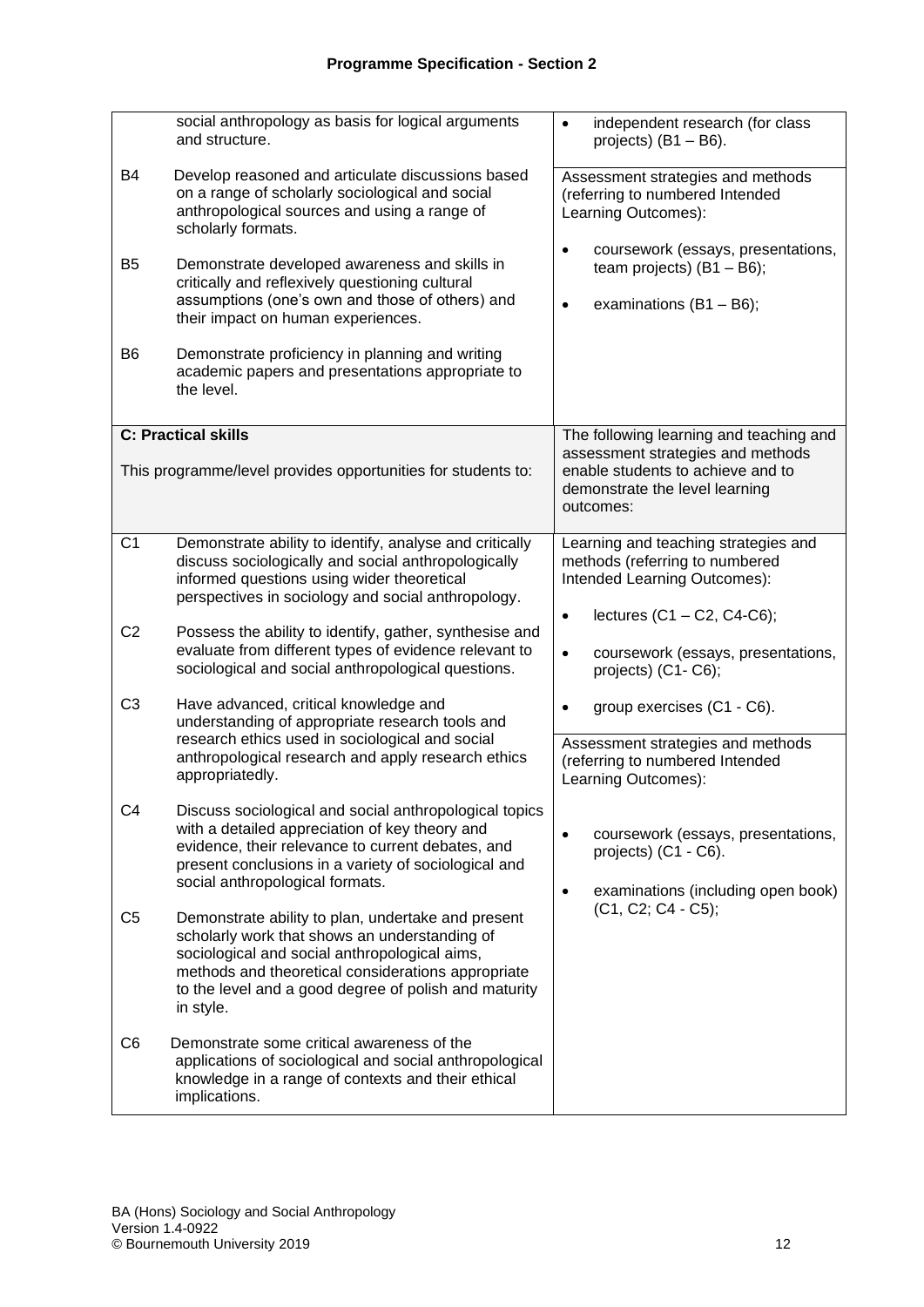| | |
|---|---|
| social anthropology as basis for logical arguments and structure.<br><br>B4 Develop reasoned and articulate discussions based on a range of scholarly sociological and social anthropological sources and using a range of scholarly formats.<br><br>B5 Demonstrate developed awareness and skills in critically and reflexively questioning cultural assumptions (one's own and those of others) and their impact on human experiences.<br><br>B6 Demonstrate proficiency in planning and writing academic papers and presentations appropriate to the level. | • independent research (for class projects) (B1 – B6).<br><br>Assessment strategies and methods (referring to numbered Intended Learning Outcomes):<br><br>• coursework (essays, presentations, team projects) (B1 – B6);<br>• examinations (B1 – B6); |
| **C: Practical skills**<br><br>This programme/level provides opportunities for students to: | The following learning and teaching and assessment strategies and methods enable students to achieve and to demonstrate the level learning outcomes: |
| C1 Demonstrate ability to identify, analyse and critically discuss sociologically and social anthropologically informed questions using wider theoretical perspectives in sociology and social anthropology.<br><br>C2 Possess the ability to identify, gather, synthesise and evaluate from different types of evidence relevant to sociological and social anthropological questions.<br><br>C3 Have advanced, critical knowledge and understanding of appropriate research tools and research ethics used in sociological and social anthropological research and apply research ethics appropriatedly.<br><br>C4 Discuss sociological and social anthropological topics with a detailed appreciation of key theory and evidence, their relevance to current debates, and present conclusions in a variety of sociological and social anthropological formats.<br><br>C5 Demonstrate ability to plan, undertake and present scholarly work that shows an understanding of sociological and social anthropological aims, methods and theoretical considerations appropriate to the level and a good degree of polish and maturity in style.<br><br>C6 Demonstrate some critical awareness of the applications of sociological and social anthropological knowledge in a range of contexts and their ethical implications. | Learning and teaching strategies and methods (referring to numbered Intended Learning Outcomes):<br><br>• lectures (C1 – C2, C4-C6);<br>• coursework (essays, presentations, projects) (C1- C6);<br>• group exercises (C1 - C6).<br><br>Assessment strategies and methods (referring to numbered Intended Learning Outcomes):<br><br>• coursework (essays, presentations, projects) (C1 - C6).<br>• examinations (including open book) (C1, C2; C4 - C5); |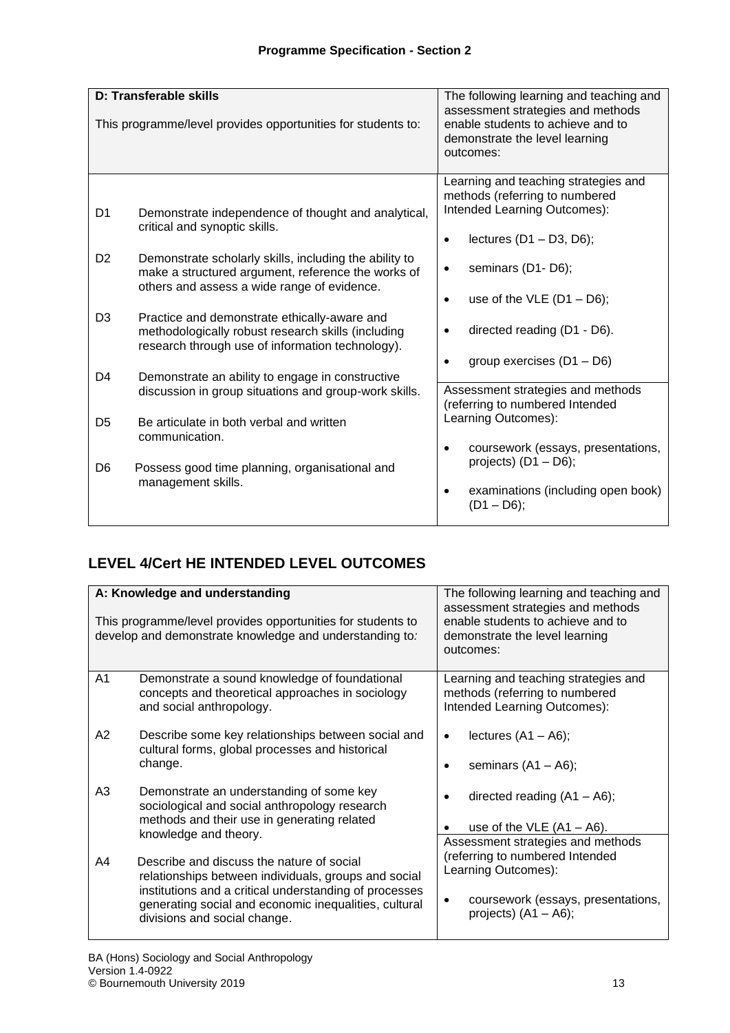| D: Transferable skills<br><br>This programme/level provides opportunities for students to: | The following learning and teaching and assessment strategies and methods enable students to achieve and to demonstrate the level learning outcomes: |
|---|---|
| D1 Demonstrate independence of thought and analytical, critical and synoptic skills.<br><br>D2 Demonstrate scholarly skills, including the ability to make a structured argument, reference the works of others and assess a wide range of evidence.<br><br>D3 Practice and demonstrate ethically-aware and methodologically robust research skills (including research through use of information technology).<br><br>D4 Demonstrate an ability to engage in constructive discussion in group situations and group-work skills.<br><br>D5 Be articulate in both verbal and written communication.<br><br>D6 Possess good time planning, organisational and management skills. | Learning and teaching strategies and methods (referring to numbered Intended Learning Outcomes):<br><br>• lectures (D1 – D3, D6);<br>• seminars (D1- D6);<br>• use of the VLE (D1 – D6);<br>• directed reading (D1 - D6).<br>• group exercises (D1 – D6)<br><br>Assessment strategies and methods (referring to numbered Intended Learning Outcomes):<br><br>• coursework (essays, presentations, projects) (D1 – D6);<br>• examinations (including open book) (D1 – D6); |

## LEVEL 4/Cert HE INTENDED LEVEL OUTCOMES

| A: Knowledge and understanding<br><br>This programme/level provides opportunities for students to develop and demonstrate knowledge and understanding to: | The following learning and teaching and assessment strategies and methods enable students to achieve and to demonstrate the level learning outcomes: |
|---|---|
| A1 Demonstrate a sound knowledge of foundational concepts and theoretical approaches in sociology and social anthropology.<br><br>A2 Describe some key relationships between social and cultural forms, global processes and historical change.<br><br>A3 Demonstrate an understanding of some key sociological and social anthropology research methods and their use in generating related knowledge and theory.<br><br>A4 Describe and discuss the nature of social relationships between individuals, groups and social institutions and a critical understanding of processes generating social and economic inequalities, cultural divisions and social change. | Learning and teaching strategies and methods (referring to numbered Intended Learning Outcomes):<br><br>• lectures (A1 – A6);<br>• seminars (A1 – A6);<br>• directed reading (A1 – A6);<br>• use of the VLE (A1 – A6).<br><br>Assessment strategies and methods (referring to numbered Intended Learning Outcomes):<br><br>• coursework (essays, presentations, projects) (A1 – A6); |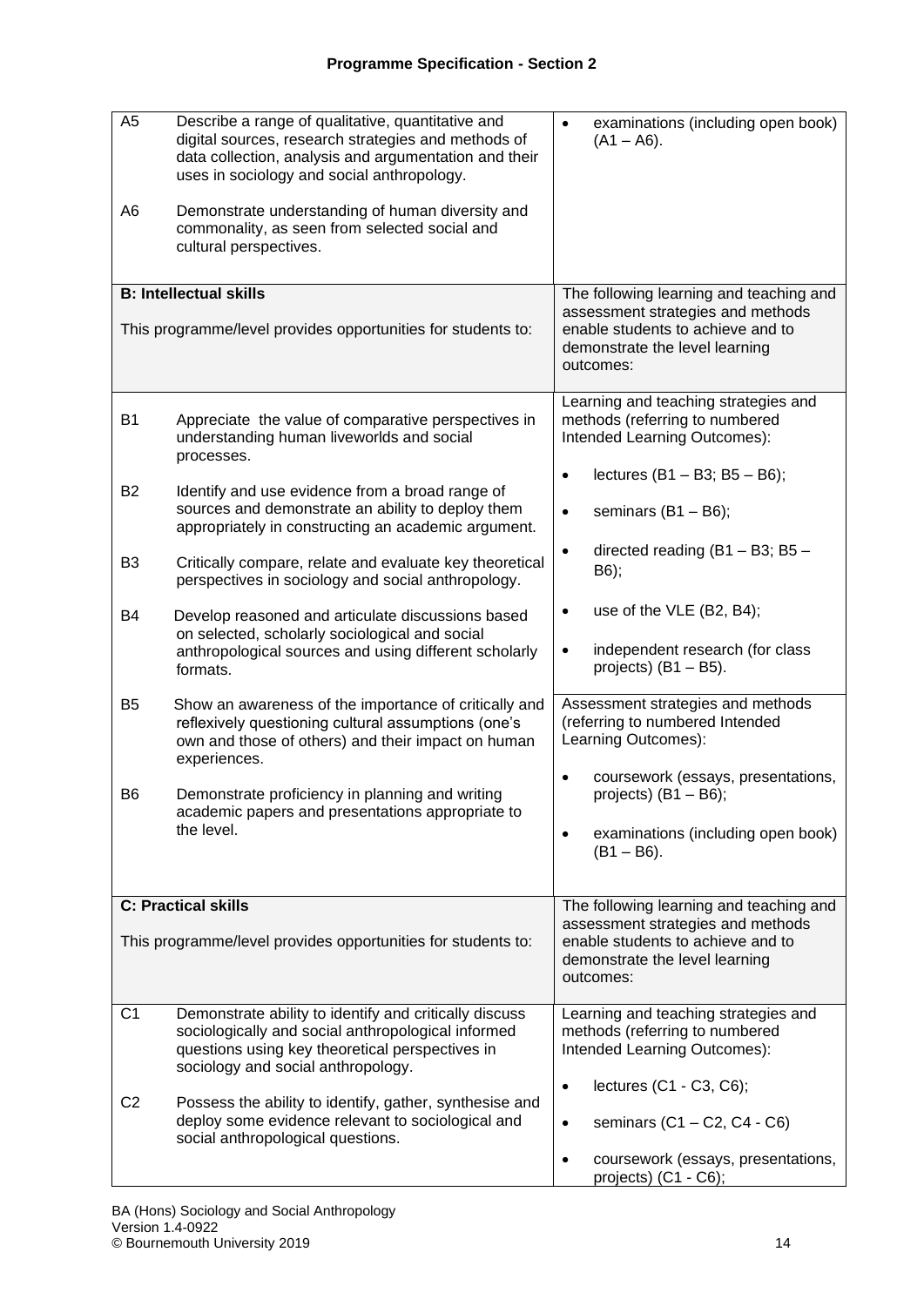## Programme Specification - Section 2

| | |
|---|---|
| A5 Describe a range of qualitative, quantitative and digital sources, research strategies and methods of data collection, analysis and argumentation and their uses in sociology and social anthropology.<br><br>A6 Demonstrate understanding of human diversity and commonality, as seen from selected social and cultural perspectives. | • examinations (including open book) (A1 – A6). |
| **B: Intellectual skills**<br><br>This programme/level provides opportunities for students to: | The following learning and teaching and assessment strategies and methods enable students to achieve and to demonstrate the level learning outcomes: |
| B1 Appreciate the value of comparative perspectives in understanding human liveworlds and social processes.<br><br>B2 Identify and use evidence from a broad range of sources and demonstrate an ability to deploy them appropriately in constructing an academic argument.<br><br>B3 Critically compare, relate and evaluate key theoretical perspectives in sociology and social anthropology.<br><br>B4 Develop reasoned and articulate discussions based on selected, scholarly sociological and social anthropological sources and using different scholarly formats.<br><br>B5 Show an awareness of the importance of critically and reflexively questioning cultural assumptions (one's own and those of others) and their impact on human experiences.<br><br>B6 Demonstrate proficiency in planning and writing academic papers and presentations appropriate to the level. | Learning and teaching strategies and methods (referring to numbered Intended Learning Outcomes):<br><br>• lectures (B1 – B3; B5 – B6);<br>• seminars (B1 – B6);<br>• directed reading (B1 – B3; B5 – B6);<br>• use of the VLE (B2, B4);<br>• independent research (for class projects) (B1 – B5).<br><br>Assessment strategies and methods (referring to numbered Intended Learning Outcomes):<br><br>• coursework (essays, presentations, projects) (B1 – B6);<br>• examinations (including open book) (B1 – B6). |
| **C: Practical skills**<br><br>This programme/level provides opportunities for students to: | The following learning and teaching and assessment strategies and methods enable students to achieve and to demonstrate the level learning outcomes: |
| C1 Demonstrate ability to identify and critically discuss sociologically and social anthropological informed questions using key theoretical perspectives in sociology and social anthropology.<br><br>C2 Possess the ability to identify, gather, synthesise and deploy some evidence relevant to sociological and social anthropological questions. | Learning and teaching strategies and methods (referring to numbered Intended Learning Outcomes):<br><br>• lectures (C1 - C3, C6);<br>• seminars (C1 – C2, C4 - C6)<br>• coursework (essays, presentations, projects) (C1 - C6); |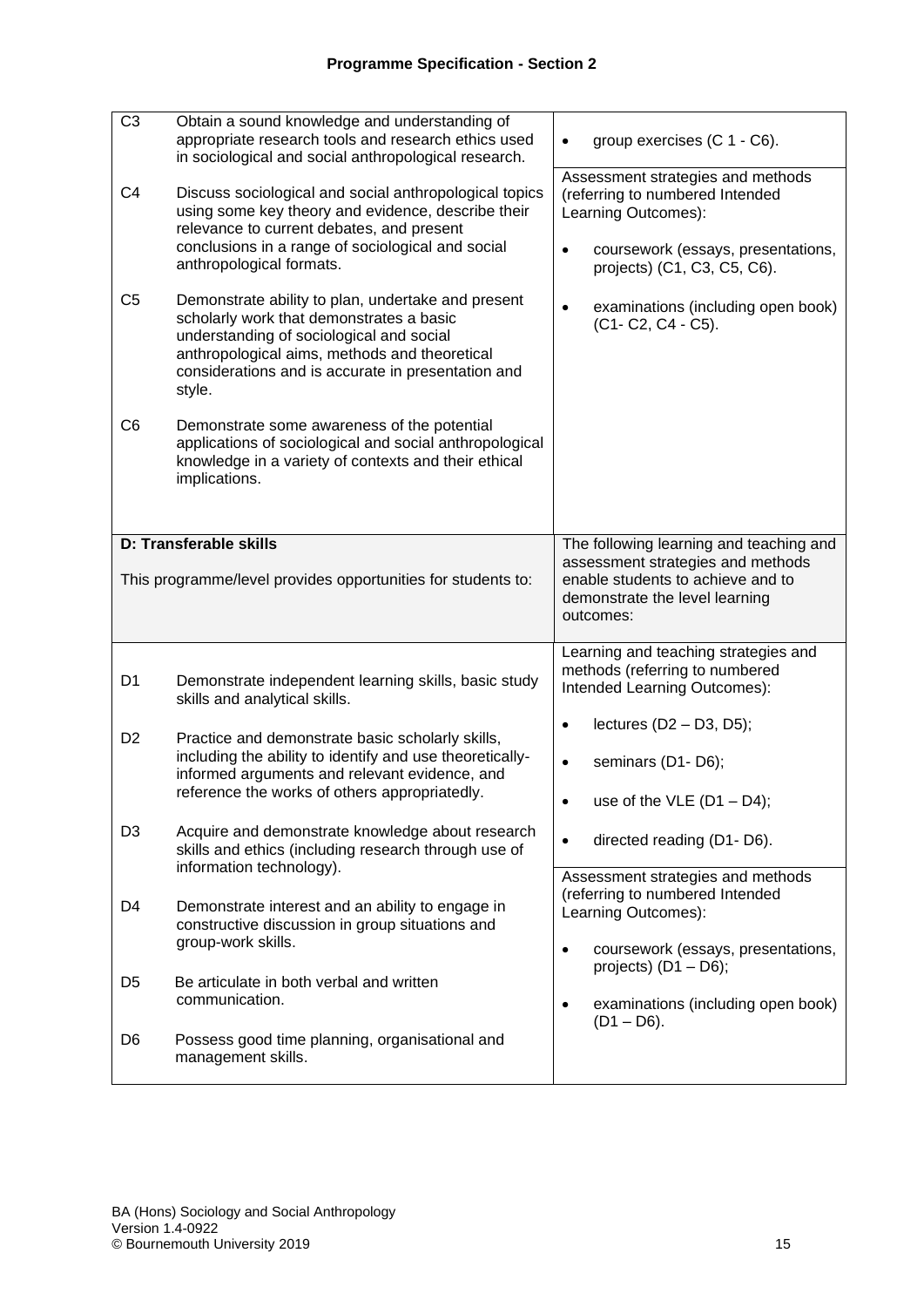## Programme Specification - Section 2

| | |
|---|---|
| C3 Obtain a sound knowledge and understanding of appropriate research tools and research ethics used in sociological and social anthropological research.<br><br>C4 Discuss sociological and social anthropological topics using some key theory and evidence, describe their relevance to current debates, and present conclusions in a range of sociological and social anthropological formats.<br><br>C5 Demonstrate ability to plan, undertake and present scholarly work that demonstrates a basic understanding of sociological and social anthropological aims, methods and theoretical considerations and is accurate in presentation and style.<br><br>C6 Demonstrate some awareness of the potential applications of sociological and social anthropological knowledge in a variety of contexts and their ethical implications. | • group exercises (C 1 - C6).<br><br>Assessment strategies and methods (referring to numbered Intended Learning Outcomes):<br><br>• coursework (essays, presentations, projects) (C1, C3, C5, C6).<br><br>• examinations (including open book) (C1- C2, C4 - C5). |
| **D: Transferable skills**<br><br>This programme/level provides opportunities for students to: | The following learning and teaching and assessment strategies and methods enable students to achieve and to demonstrate the level learning outcomes: |
| D1 Demonstrate independent learning skills, basic study skills and analytical skills.<br><br>D2 Practice and demonstrate basic scholarly skills, including the ability to identify and use theoretically-informed arguments and relevant evidence, and reference the works of others appropriatedly.<br><br>D3 Acquire and demonstrate knowledge about research skills and ethics (including research through use of information technology).<br><br>D4 Demonstrate interest and an ability to engage in constructive discussion in group situations and group-work skills.<br><br>D5 Be articulate in both verbal and written communication.<br><br>D6 Possess good time planning, organisational and management skills. | Learning and teaching strategies and methods (referring to numbered Intended Learning Outcomes):<br><br>• lectures (D2 – D3, D5);<br><br>• seminars (D1- D6);<br><br>• use of the VLE (D1 – D4);<br><br>• directed reading (D1- D6).<br><br>Assessment strategies and methods (referring to numbered Intended Learning Outcomes):<br><br>• coursework (essays, presentations, projects) (D1 – D6);<br><br>• examinations (including open book) (D1 – D6). |

BA (Hons) Sociology and Social Anthropology
Version 1.4-0922
© Bournemouth University 2019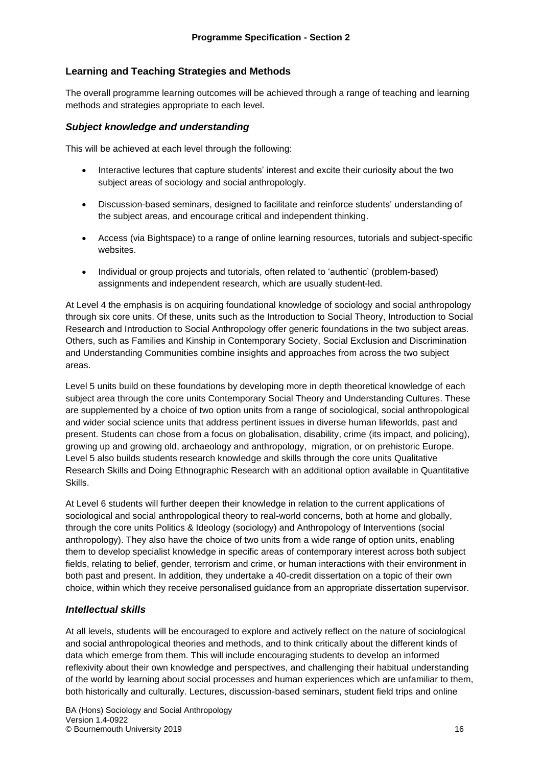## Learning and Teaching Strategies and Methods

The overall programme learning outcomes will be achieved through a range of teaching and learning methods and strategies appropriate to each level.

### *Subject knowledge and understanding*

This will be achieved at each level through the following:

- Interactive lectures that capture students' interest and excite their curiosity about the two subject areas of sociology and social anthropopolgy.
- Discussion-based seminars, designed to facilitate and reinforce students' understanding of the subject areas, and encourage critical and independent thinking.
- Access (via Bightspace) to a range of online learning resources, tutorials and subject-specific websites.
- Individual or group projects and tutorials, often related to 'authentic' (problem-based) assignments and independent research, which are usually student-led.

At Level 4 the emphasis is on acquiring foundational knowledge of sociology and social anthropology through six core units. Of these, units such as the Introduction to Social Theory, Introduction to Social Research and Introduction to Social Anthropology offer generic foundations in the two subject areas. Others, such as Families and Kinship in Contemporary Society, Social Exclusion and Discrimination and Understanding Communities combine insights and approaches from across the two subject areas.

Level 5 units build on these foundations by developing more in depth theoretical knowledge of each subject area through the core units Contemporary Social Theory and Understanding Cultures. These are supplemented by a choice of two option units from a range of sociological, social anthropological and wider social science units that address pertinent issues in diverse human lifeworlds, past and present. Students can chose from a focus on globalisation, disability, crime (its impact, and policing), growing up and growing old, archaeology and anthropology, migration, or on prehistoric Europe. Level 5 also builds students research knowledge and skills through the core units Qualitative Research Skills and Doing Ethnographic Research with an additional option available in Quantitative Skills.

At Level 6 students will further deepen their knowledge in relation to the current applications of sociological and social anthropological theory to real-world concerns, both at home and globally, through the core units Politics & Ideology (sociology) and Anthropology of Interventions (social anthropology). They also have the choice of two units from a wide range of option units, enabling them to develop specialist knowledge in specific areas of contemporary interest across both subject fields, relating to belief, gender, terrorism and crime, or human interactions with their environment in both past and present. In addition, they undertake a 40-credit dissertation on a topic of their own choice, within which they receive personalised guidance from an appropriate dissertation supervisor.

### *Intellectual skills*

At all levels, students will be encouraged to explore and actively reflect on the nature of sociological and social anthropological theories and methods, and to think critically about the different kinds of data which emerge from them. This will include encouraging students to develop an informed reflexivity about their own knowledge and perspectives, and challenging their habitual understanding of the world by learning about social processes and human experiences which are unfamiliar to them, both historically and culturally. Lectures, discussion-based seminars, student field trips and online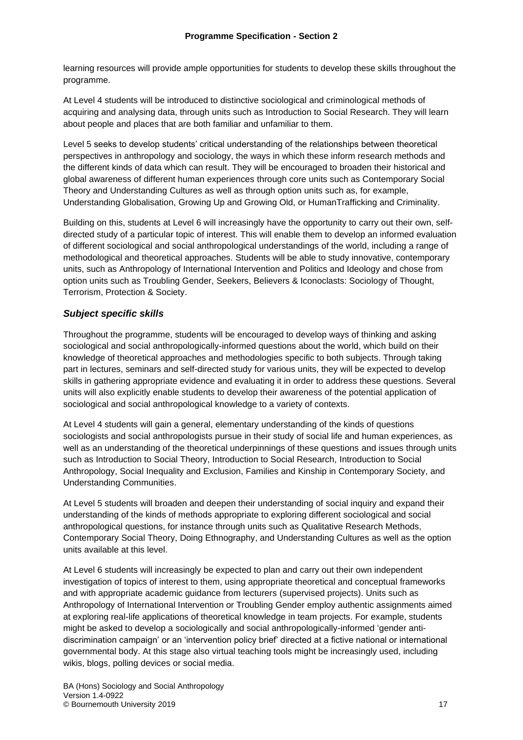learning resources will provide ample opportunities for students to develop these skills throughout the programme.

At Level 4 students will be introduced to distinctive sociological and criminological methods of acquiring and analysing data, through units such as Introduction to Social Research. They will learn about people and places that are both familiar and unfamiliar to them.

Level 5 seeks to develop students' critical understanding of the relationships between theoretical perspectives in anthropology and sociology, the ways in which these inform research methods and the different kinds of data which can result. They will be encouraged to broaden their historical and global awareness of different human experiences through core units such as Contemporary Social Theory and Understanding Cultures as well as through option units such as, for example, Understanding Globalisation, Growing Up and Growing Old, or HumanTrafficking and Criminality.

Building on this, students at Level 6 will increasingly have the opportunity to carry out their own, self-directed study of a particular topic of interest. This will enable them to develop an informed evaluation of different sociological and social anthropological understandings of the world, including a range of methodological and theoretical approaches. Students will be able to study innovative, contemporary units, such as Anthropology of International Intervention and Politics and Ideology and chose from option units such as Troubling Gender, Seekers, Believers & Iconoclasts: Sociology of Thought, Terrorism, Protection & Society.

### *Subject specific skills*

Throughout the programme, students will be encouraged to develop ways of thinking and asking sociological and social anthropologically-informed questions about the world, which build on their knowledge of theoretical approaches and methodologies specific to both subjects. Through taking part in lectures, seminars and self-directed study for various units, they will be expected to develop skills in gathering appropriate evidence and evaluating it in order to address these questions. Several units will also explicitly enable students to develop their awareness of the potential application of sociological and social anthropological knowledge to a variety of contexts.

At Level 4 students will gain a general, elementary understanding of the kinds of questions sociologists and social anthropologists pursue in their study of social life and human experiences, as well as an understanding of the theoretical underpinnings of these questions and issues through units such as Introduction to Social Theory, Introduction to Social Research, Introduction to Social Anthropology, Social Inequality and Exclusion, Families and Kinship in Contemporary Society, and Understanding Communities.

At Level 5 students will broaden and deepen their understanding of social inquiry and expand their understanding of the kinds of methods appropriate to exploring different sociological and social anthropological questions, for instance through units such as Qualitative Research Methods, Contemporary Social Theory, Doing Ethnography, and Understanding Cultures as well as the option units available at this level.

At Level 6 students will increasingly be expected to plan and carry out their own independent investigation of topics of interest to them, using appropriate theoretical and conceptual frameworks and with appropriate academic guidance from lecturers (supervised projects). Units such as Anthropology of International Intervention or Troubling Gender employ authentic assignments aimed at exploring real-life applications of theoretical knowledge in team projects. For example, students might be asked to develop a sociologically and social anthropologically-informed 'gender anti-discrimination campaign' or an 'intervention policy brief' directed at a fictive national or international governmental body. At this stage also virtual teaching tools might be increasingly used, including wikis, blogs, polling devices or social media.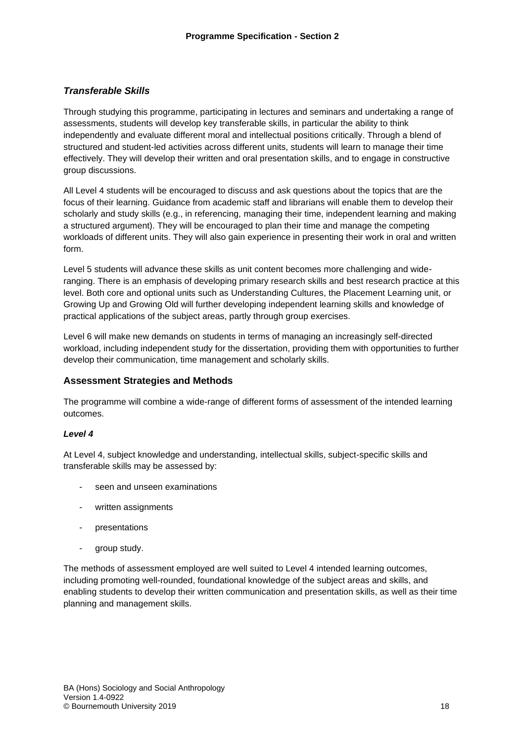### *Transferable Skills*

Through studying this programme, participating in lectures and seminars and undertaking a range of assessments, students will develop key transferable skills, in particular the ability to think independently and evaluate different moral and intellectual positions critically. Through a blend of structured and student-led activities across different units, students will learn to manage their time effectively. They will develop their written and oral presentation skills, and to engage in constructive group discussions.

All Level 4 students will be encouraged to discuss and ask questions about the topics that are the focus of their learning. Guidance from academic staff and librarians will enable them to develop their scholarly and study skills (e.g., in referencing, managing their time, independent learning and making a structured argument). They will be encouraged to plan their time and manage the competing workloads of different units. They will also gain experience in presenting their work in oral and written form.

Level 5 students will advance these skills as unit content becomes more challenging and wide-ranging. There is an emphasis of developing primary research skills and best research practice at this level. Both core and optional units such as Understanding Cultures, the Placement Learning unit, or Growing Up and Growing Old will further developing independent learning skills and knowledge of practical applications of the subject areas, partly through group exercises.

Level 6 will make new demands on students in terms of managing an increasingly self-directed workload, including independent study for the dissertation, providing them with opportunities to further develop their communication, time management and scholarly skills.

## Assessment Strategies and Methods

The programme will combine a wide-range of different forms of assessment of the intended learning outcomes.

#### *Level 4*

At Level 4, subject knowledge and understanding, intellectual skills, subject-specific skills and transferable skills may be assessed by:

- seen and unseen examinations
- written assignments
- presentations
- group study.

The methods of assessment employed are well suited to Level 4 intended learning outcomes, including promoting well-rounded, foundational knowledge of the subject areas and skills, and enabling students to develop their written communication and presentation skills, as well as their time planning and management skills.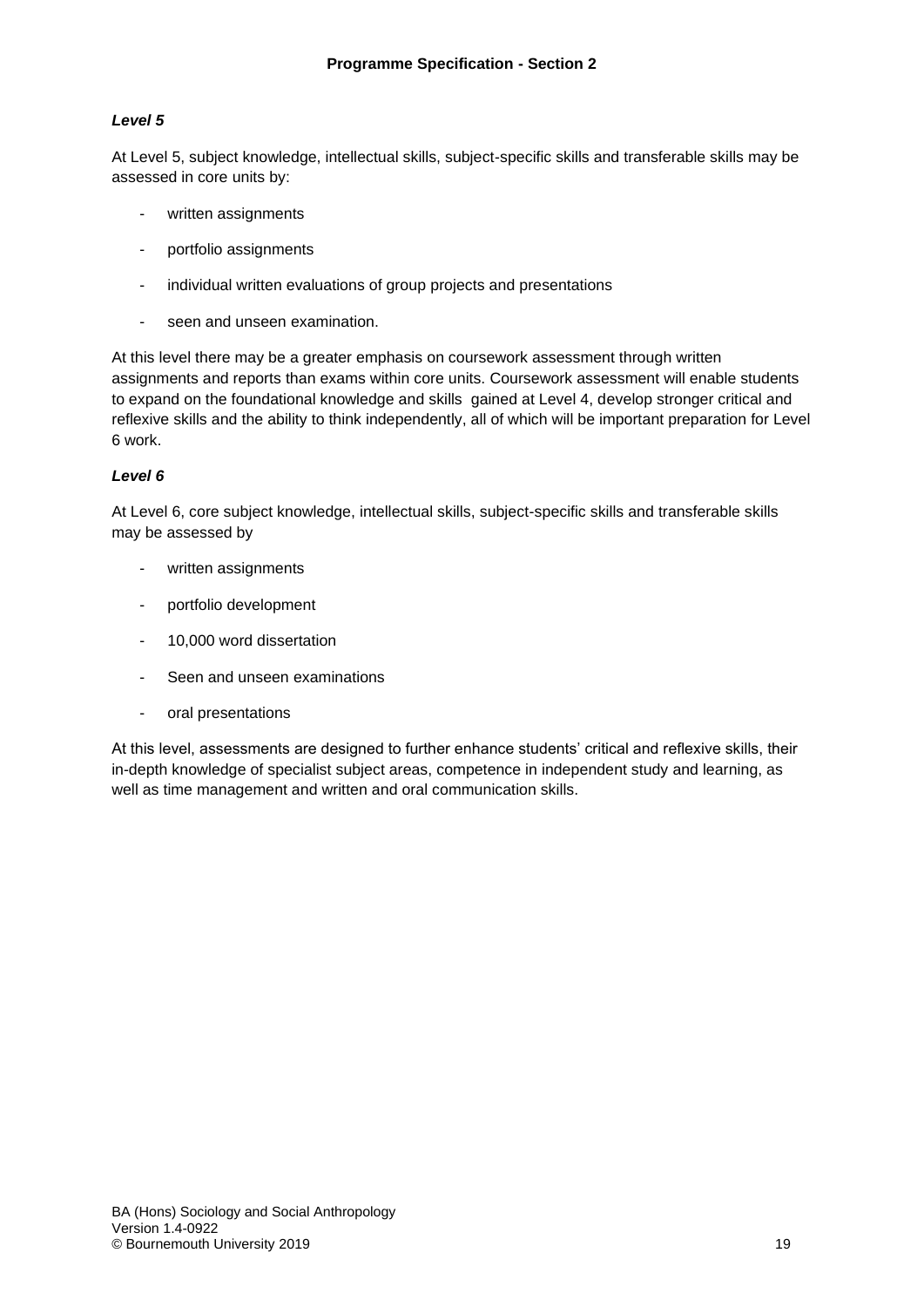### *Level 5*

At Level 5, subject knowledge, intellectual skills, subject-specific skills and transferable skills may be assessed in core units by:

- written assignments
- portfolio assignments
- individual written evaluations of group projects and presentations
- seen and unseen examination.

At this level there may be a greater emphasis on coursework assessment through written assignments and reports than exams within core units. Coursework assessment will enable students to expand on the foundational knowledge and skills gained at Level 4, develop stronger critical and reflexive skills and the ability to think independently, all of which will be important preparation for Level 6 work.

### *Level 6*

At Level 6, core subject knowledge, intellectual skills, subject-specific skills and transferable skills may be assessed by

- written assignments
- portfolio development
- 10,000 word dissertation
- Seen and unseen examinations
- oral presentations

At this level, assessments are designed to further enhance students' critical and reflexive skills, their in-depth knowledge of specialist subject areas, competence in independent study and learning, as well as time management and written and oral communication skills.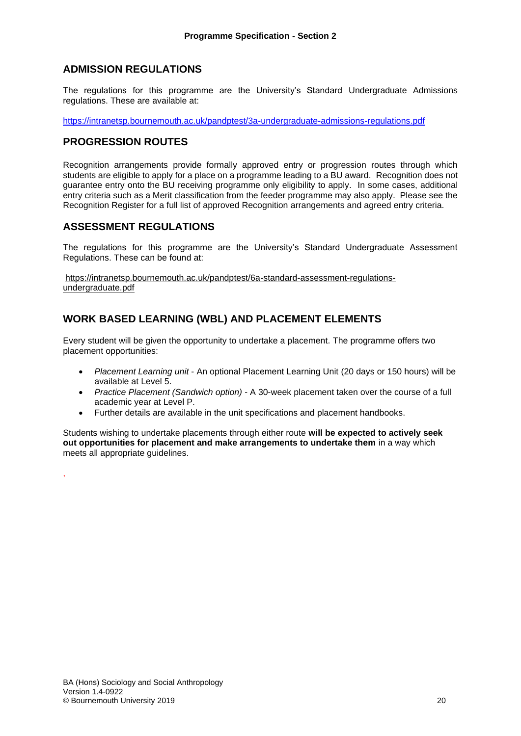## ADMISSION REGULATIONS

The regulations for this programme are the University's Standard Undergraduate Admissions regulations. These are available at:

https://intranetsp.bournemouth.ac.uk/pandptest/3a-undergraduate-admissions-regulations.pdf

## PROGRESSION ROUTES

Recognition arrangements provide formally approved entry or progression routes through which students are eligible to apply for a place on a programme leading to a BU award. Recognition does not guarantee entry onto the BU receiving programme only eligibility to apply. In some cases, additional entry criteria such as a Merit classification from the feeder programme may also apply. Please see the Recognition Register for a full list of approved Recognition arrangements and agreed entry criteria.

## ASSESSMENT REGULATIONS

The regulations for this programme are the University's Standard Undergraduate Assessment Regulations. These can be found at:

https://intranetsp.bournemouth.ac.uk/pandptest/6a-standard-assessment-regulations-undergraduate.pdf

## WORK BASED LEARNING (WBL) AND PLACEMENT ELEMENTS

Every student will be given the opportunity to undertake a placement. The programme offers two placement opportunities:

- *Placement Learning unit* - An optional Placement Learning Unit (20 days or 150 hours) will be available at Level 5.
- *Practice Placement (Sandwich option)* - A 30-week placement taken over the course of a full academic year at Level P.
- Further details are available in the unit specifications and placement handbooks.

Students wishing to undertake placements through either route **will be expected to actively seek out opportunities for placement and make arrangements to undertake them** in a way which meets all appropriate guidelines.

,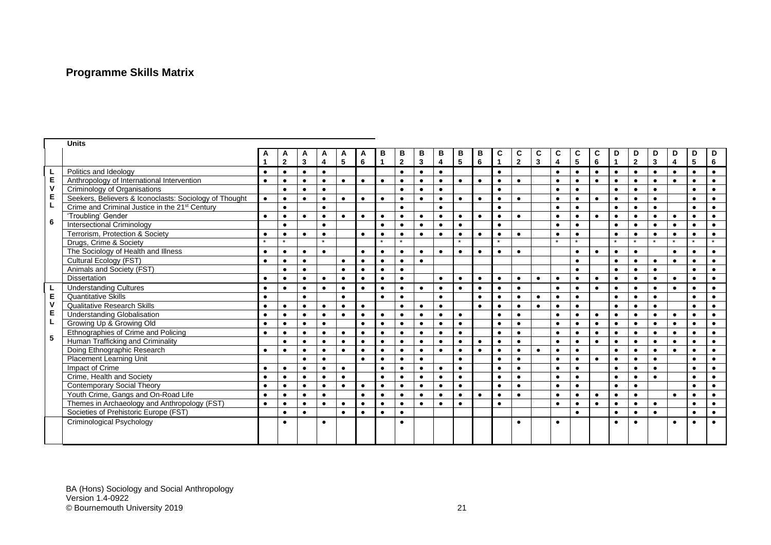## Programme Skills Matrix

| Level | Units | A1 | A2 | A3 | A4 | A5 | A6 | B1 | B2 | B3 | B4 | B5 | B6 | C1 | C2 | C3 | C4 | C5 | C6 | D1 | D2 | D3 | D4 | D5 | D6 |
|---|---|---|---|---|---|---|---|---|---|---|---|---|---|---|---|---|---|---|---|---|---|---|---|---|---|
| LEVEL 6 | Politics and Ideology | ● | ● | ● | ● | | | | ● | ● | ● | | | ● | | | ● | ● | ● | ● | ● | ● | ● | ● | ● |
| | Anthropology of International Intervention | ● | ● | ● | ● | ● | ● | ● | ● | ● | ● | ● | ● | ● | ● | | ● | ● | ● | ● | ● | ● | ● | ● | ● |
| | Criminology of Organisations | | ● | ● | ● | | | | ● | ● | ● | | | ● | | | ● | ● | | ● | ● | ● | | ● | ● |
| | Seekers, Believers & Iconoclasts: Sociology of Thought | ● | ● | ● | ● | ● | ● | ● | ● | ● | ● | ● | ● | ● | ● | | ● | ● | ● | ● | ● | ● | | ● | ● |
| | Crime and Criminal Justice in the 21st Century | | ● | | ● | | | | ● | | ● | | | ● | | | ● | ● | | ● | ● | ● | | ● | ● |
| | 'Troubling' Gender | ● | ● | ● | ● | ● | ● | ● | ● | ● | ● | ● | ● | ● | ● | | ● | ● | ● | ● | ● | ● | ● | ● | ● |
| | Intersectional Criminology | | ● | | ● | | | ● | ● | ● | ● | ● | | ● | | | ● | ● | | ● | ● | ● | ● | ● | ● |
| | Terrorism, Protection & Society | ● | ● | ● | ● | | ● | ● | ● | ● | ● | ● | ● | ● | ● | | ● | ● | | ● | ● | ● | ● | ● | ● |
| | Drugs, Crime & Society | * | * | | * | | | * | * | | | * | | * | | | * | * | | * | * | * | * | * | * |
| | The Sociology of Health and Illness | ● | ● | ● | ● | | ● | ● | ● | ● | ● | ● | ● | ● | ● | | | ● | ● | ● | ● | | ● | ● | ● |
| | Cultural Ecology (FST) | ● | ● | ● | | ● | ● | ● | ● | ● | | | | | | | | ● | | ● | ● | ● | ● | ● | ● |
| | Animals and Society (FST) | | ● | ● | | ● | ● | ● | ● | | | | | | | | | ● | | ● | ● | ● | | ● | ● |
| | Dissertation | ● | ● | ● | ● | ● | ● | ● | ● | | ● | ● | ● | ● | ● | ● | ● | ● | ● | ● | ● | ● | ● | ● | ● |
| LEVEL 5 | Understanding Cultures | ● | ● | ● | ● | ● | ● | ● | ● | ● | ● | ● | ● | ● | ● | | ● | ● | ● | ● | ● | ● | ● | ● | ● |
| | Quantitative Skills | ● | | ● | | ● | | ● | ● | | ● | | ● | ● | ● | ● | ● | ● | | ● | ● | ● | | ● | ● |
| | Qualitative Research Skills | ● | ● | ● | ● | ● | ● | | ● | ● | ● | | ● | ● | ● | ● | ● | ● | | ● | ● | ● | | ● | ● |
| | Understanding Globalisation | ● | ● | ● | ● | ● | ● | ● | ● | ● | ● | ● | | ● | ● | | ● | ● | ● | ● | ● | ● | ● | ● | ● |
| | Growing Up & Growing Old | ● | ● | ● | ● | | ● | ● | ● | ● | ● | ● | | ● | ● | | ● | ● | ● | ● | ● | ● | ● | ● | ● |
| | Ethnographies of Crime and Policing | ● | ● | ● | ● | ● | ● | ● | ● | ● | ● | ● | | ● | ● | | ● | ● | ● | ● | ● | ● | ● | ● | ● |
| | Human Trafficking and Criminality | | ● | ● | ● | ● | ● | ● | ● | ● | ● | ● | ● | ● | ● | | ● | ● | ● | ● | ● | ● | ● | ● | ● |
| | Doing Ethnographic Research | ● | ● | ● | ● | ● | ● | ● | ● | ● | ● | ● | ● | ● | ● | ● | ● | ● | | ● | ● | ● | ● | ● | ● |
| | Placement Learning Unit | | | ● | ● | | ● | ● | ● | ● | | ● | | ● | ● | | ● | ● | ● | ● | ● | ● | | ● | ● |
| | Impact of Crime | ● | ● | ● | ● | ● | | ● | ● | ● | ● | ● | | ● | ● | | ● | ● | | ● | ● | ● | | ● | ● |
| | Crime, Health and Society | ● | ● | ● | ● | ● | | ● | ● | ● | ● | ● | | ● | ● | | ● | ● | | ● | ● | ● | | ● | ● |
| | Contemporary Social Theory | ● | ● | ● | ● | ● | ● | ● | ● | ● | ● | ● | | ● | ● | | ● | ● | | ● | ● | | | ● | ● |
| | Youth Crime, Gangs and On-Road Life | ● | ● | ● | ● | | ● | ● | ● | ● | ● | ● | ● | ● | ● | | ● | ● | ● | ● | ● | | ● | ● | ● |
| | Themes in Archaeology and Anthropology (FST) | ● | ● | ● | ● | ● | ● | ● | ● | ● | ● | ● | | ● | | | ● | ● | ● | ● | ● | ● | | ● | ● |
| | Societies of Prehistoric Europe (FST) | | ● | ● | | ● | ● | ● | ● | | | | | | | | | ● | | ● | ● | ● | | ● | ● |
| | Criminological Psychology | | ● | | ● | | | | ● | | | | | | ● | | ● | | | ● | ● | | ● | ● | ● |

BA (Hons) Sociology and Social Anthropology
Version 1.4-0922
© Bournemouth University 2019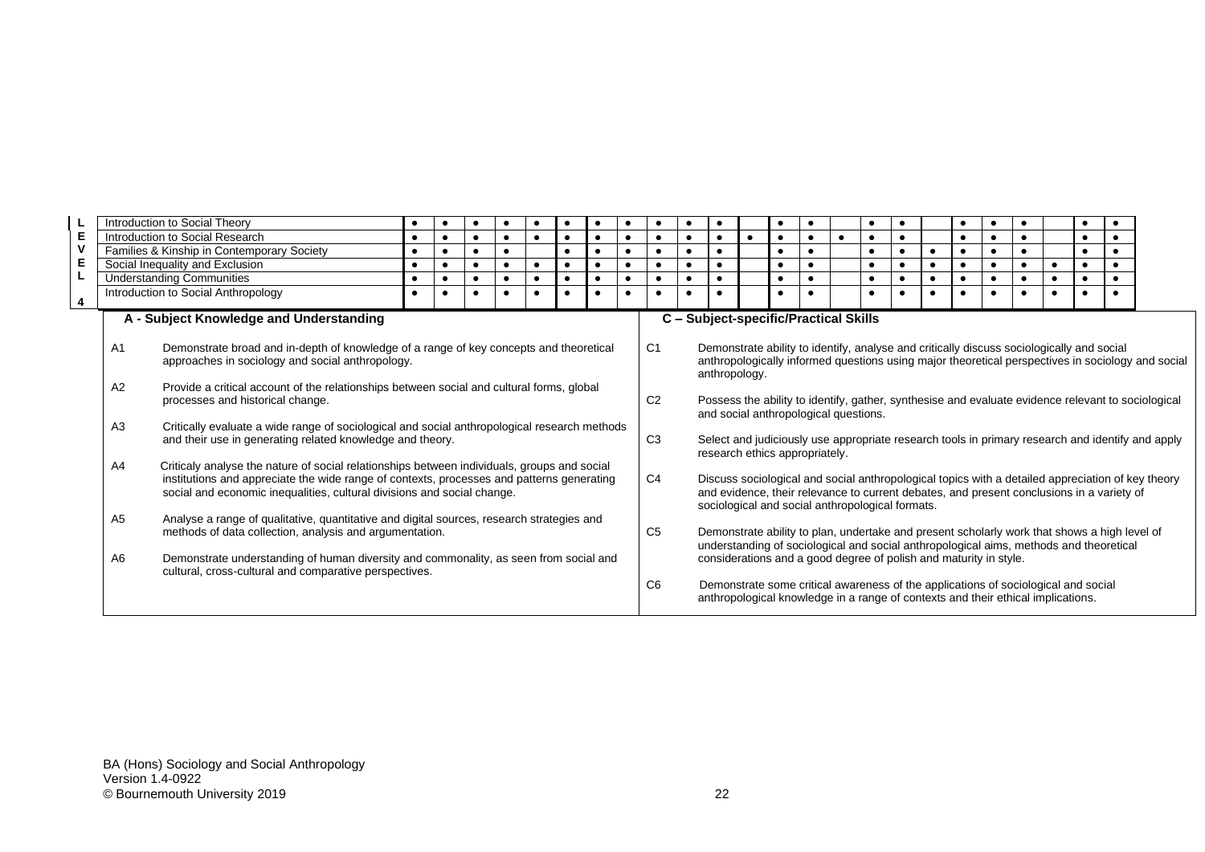| LEVEL 4 | | | | | | | | | | | | | | | | | | | | | | | | |
|---|---|---|---|---|---|---|---|---|---|---|---|---|---|---|---|---|---|---|---|---|---|---|---|---|
| Introduction to Social Theory | ● | ● | ● | ● | ● | ● | ● | ● | ● | ● | ● | | ● | ● | | ● | ● | | ● | ● | ● | | ● | ● |
| Introduction to Social Research | ● | ● | ● | ● | ● | ● | ● | ● | ● | ● | ● | ● | ● | ● | ● | ● | ● | | ● | ● | ● | | ● | ● |
| Families & Kinship in Contemporary Society | ● | ● | ● | ● | | ● | ● | ● | ● | ● | ● | | ● | ● | | ● | ● | ● | ● | ● | ● | | ● | ● |
| Social Inequality and Exclusion | ● | ● | ● | ● | ● | ● | ● | ● | ● | ● | ● | | ● | ● | | ● | ● | ● | ● | ● | ● | ● | ● | ● |
| Understanding Communities | ● | ● | ● | ● | ● | ● | ● | ● | ● | ● | ● | | ● | ● | | ● | ● | ● | ● | ● | ● | ● | ● | ● |
| Introduction to Social Anthropology | ● | ● | ● | ● | ● | ● | ● | ● | ● | ● | ● | | ● | ● | | ● | ● | ● | ● | ● | ● | ● | ● | ● |

### A - Subject Knowledge and Understanding

- A1 Demonstrate broad and in-depth of knowledge of a range of key concepts and theoretical approaches in sociology and social anthropology.
- A2 Provide a critical account of the relationships between social and cultural forms, global processes and historical change.
- A3 Critically evaluate a wide range of sociological and social anthropological research methods and their use in generating related knowledge and theory.
- A4 Criticaly analyse the nature of social relationships between individuals, groups and social institutions and appreciate the wide range of contexts, processes and patterns generating social and economic inequalities, cultural divisions and social change.
- A5 Analyse a range of qualitative, quantitative and digital sources, research strategies and methods of data collection, analysis and argumentation.
- A6 Demonstrate understanding of human diversity and commonality, as seen from social and cultural, cross-cultural and comparative perspectives.

### C – Subject-specific/Practical Skills

- C1 Demonstrate ability to identify, analyse and critically discuss sociologically and social anthropologically informed questions using major theoretical perspectives in sociology and social anthropology.
- C2 Possess the ability to identify, gather, synthesise and evaluate evidence relevant to sociological and social anthropological questions.
- C3 Select and judiciously use appropriate research tools in primary research and identify and apply research ethics appropriately.
- C4 Discuss sociological and social anthropological topics with a detailed appreciation of key theory and evidence, their relevance to current debates, and present conclusions in a variety of sociological and social anthropological formats.
- C5 Demonstrate ability to plan, undertake and present scholarly work that shows a high level of understanding of sociological and social anthropological aims, methods and theoretical considerations and a good degree of polish and maturity in style.
- C6 Demonstrate some critical awareness of the applications of sociological and social anthropological knowledge in a range of contexts and their ethical implications.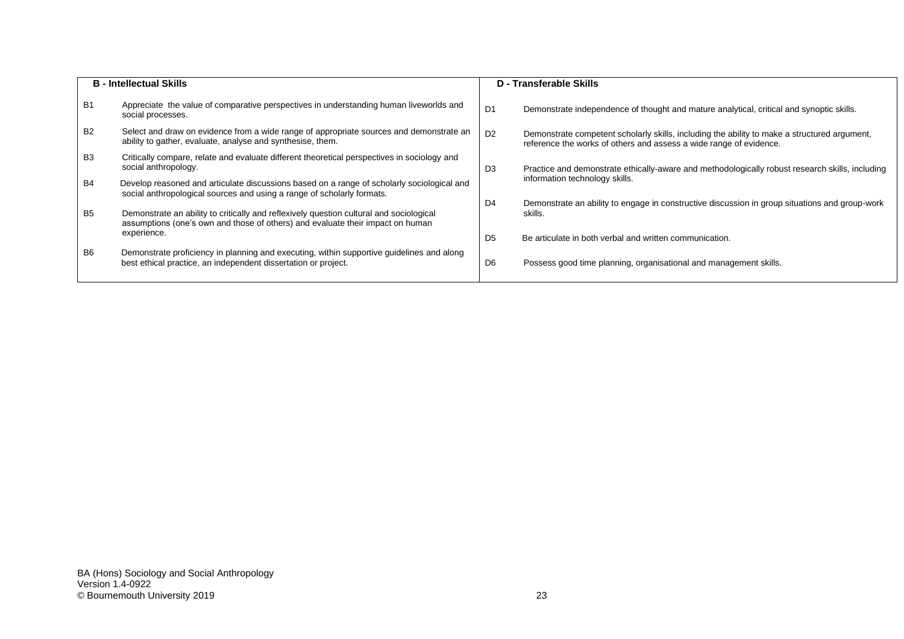| **B - Intellectual Skills** | | **D - Transferable Skills** | |
|---|---|---|---|
| B1 | Appreciate the value of comparative perspectives in understanding human liveworlds and social processes. | D1 | Demonstrate independence of thought and mature analytical, critical and synoptic skills. |
| B2 | Select and draw on evidence from a wide range of appropriate sources and demonstrate an ability to gather, evaluate, analyse and synthesise, them. | D2 | Demonstrate competent scholarly skills, including the ability to make a structured argument, reference the works of others and assess a wide range of evidence. |
| B3 | Critically compare, relate and evaluate different theoretical perspectives in sociology and social anthropology. | D3 | Practice and demonstrate ethically-aware and methodologically robust research skills, including information technology skills. |
| B4 | Develop reasoned and articulate discussions based on a range of scholarly sociological and social anthropological sources and using a range of scholarly formats. | D4 | Demonstrate an ability to engage in constructive discussion in group situations and group-work skills. |
| B5 | Demonstrate an ability to critically and reflexively question cultural and sociological assumptions (one's own and those of others) and evaluate their impact on human experience. | D5 | Be articulate in both verbal and written communication. |
| B6 | Demonstrate proficiency in planning and executing, within supportive guidelines and along best ethical practice, an independent dissertation or project. | D6 | Possess good time planning, organisational and management skills. |

BA (Hons) Sociology and Social Anthropology
Version 1.4-0922
© Bournemouth University 2019